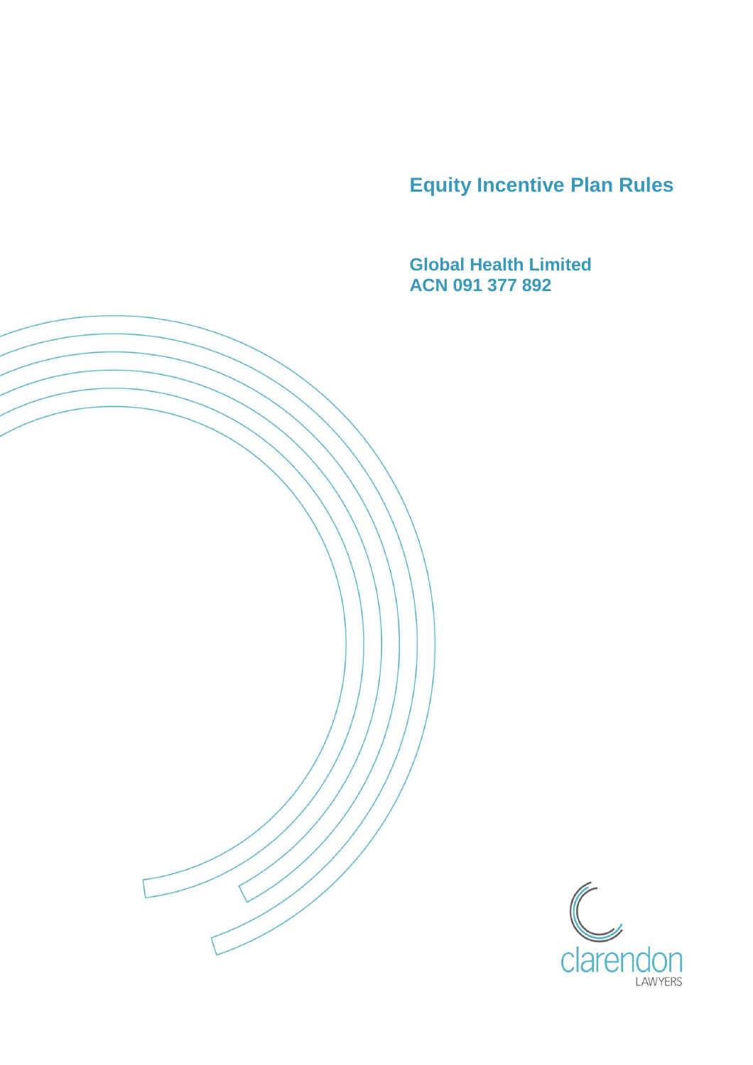# Equity Incentive Plan Rules

**Global Health Limited**
**ACN 091 377 892**

clarendon LAWYERS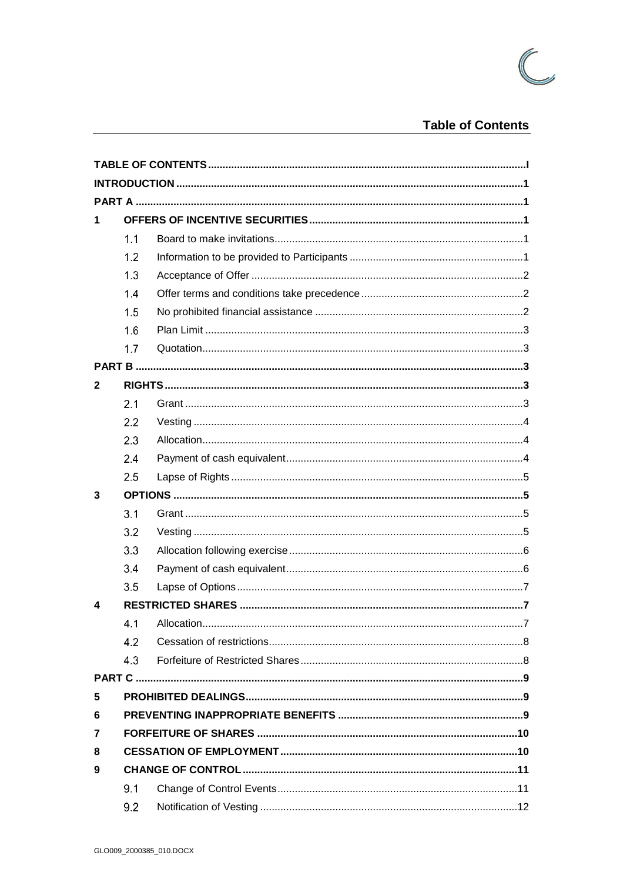# Table of Contents

| | | | |
|---|---|---|---|
| **TABLE OF CONTENTS** | | | **I** |
| **INTRODUCTION** | | | **1** |
| **PART A** | | | **1** |
| **1** | **OFFERS OF INCENTIVE SECURITIES** | | **1** |
| | 1.1 | Board to make invitations | 1 |
| | 1.2 | Information to be provided to Participants | 1 |
| | 1.3 | Acceptance of Offer | 2 |
| | 1.4 | Offer terms and conditions take precedence | 2 |
| | 1.5 | No prohibited financial assistance | 2 |
| | 1.6 | Plan Limit | 3 |
| | 1.7 | Quotation | 3 |
| **PART B** | | | **3** |
| **2** | **RIGHTS** | | **3** |
| | 2.1 | Grant | 3 |
| | 2.2 | Vesting | 4 |
| | 2.3 | Allocation | 4 |
| | 2.4 | Payment of cash equivalent | 4 |
| | 2.5 | Lapse of Rights | 5 |
| **3** | **OPTIONS** | | **5** |
| | 3.1 | Grant | 5 |
| | 3.2 | Vesting | 5 |
| | 3.3 | Allocation following exercise | 6 |
| | 3.4 | Payment of cash equivalent | 6 |
| | 3.5 | Lapse of Options | 7 |
| **4** | **RESTRICTED SHARES** | | **7** |
| | 4.1 | Allocation | 7 |
| | 4.2 | Cessation of restrictions | 8 |
| | 4.3 | Forfeiture of Restricted Shares | 8 |
| **PART C** | | | **9** |
| **5** | **PROHIBITED DEALINGS** | | **9** |
| **6** | **PREVENTING INAPPROPRIATE BENEFITS** | | **9** |
| **7** | **FORFEITURE OF SHARES** | | **10** |
| **8** | **CESSATION OF EMPLOYMENT** | | **10** |
| **9** | **CHANGE OF CONTROL** | | **11** |
| | 9.1 | Change of Control Events | 11 |
| | 9.2 | Notification of Vesting | 12 |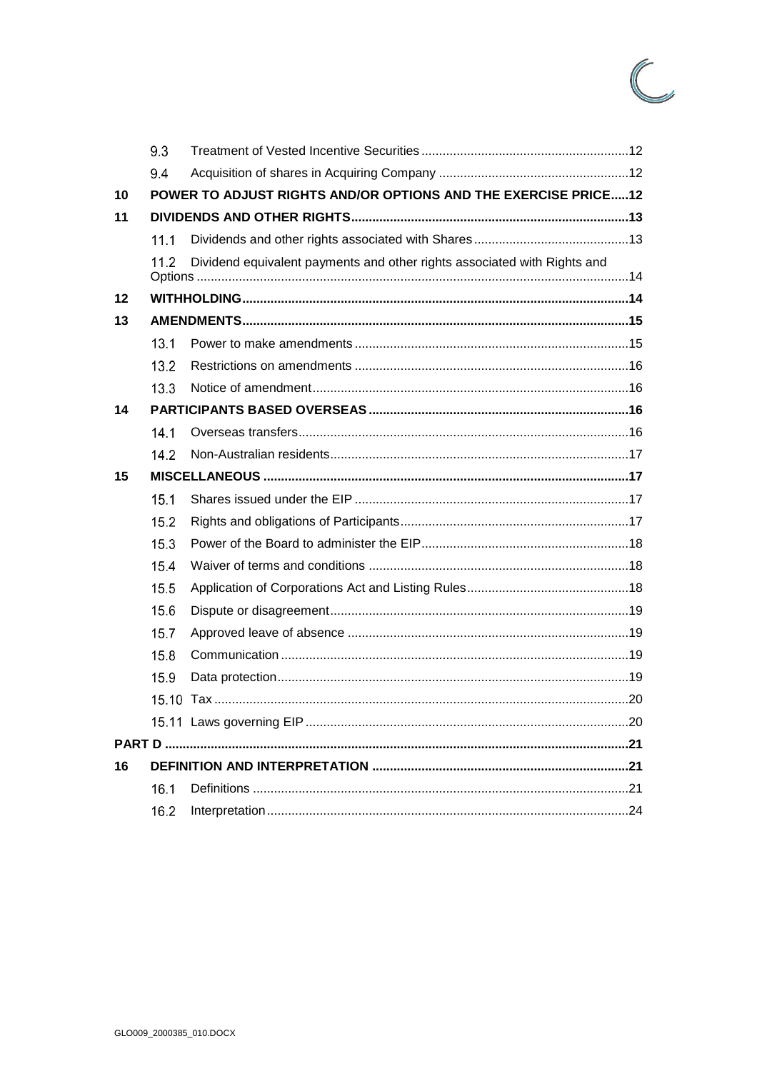| | | | |
|---|---|---|---|
| | 9.3 | Treatment of Vested Incentive Securities | 12 |
| | 9.4 | Acquisition of shares in Acquiring Company | 12 |
| **10** | **POWER TO ADJUST RIGHTS AND/OR OPTIONS AND THE EXERCISE PRICE** | | **12** |
| **11** | **DIVIDENDS AND OTHER RIGHTS** | | **13** |
| | 11.1 | Dividends and other rights associated with Shares | 13 |
| | 11.2 | Dividend equivalent payments and other rights associated with Rights and Options | 14 |
| **12** | **WITHHOLDING** | | **14** |
| **13** | **AMENDMENTS** | | **15** |
| | 13.1 | Power to make amendments | 15 |
| | 13.2 | Restrictions on amendments | 16 |
| | 13.3 | Notice of amendment | 16 |
| **14** | **PARTICIPANTS BASED OVERSEAS** | | **16** |
| | 14.1 | Overseas transfers | 16 |
| | 14.2 | Non-Australian residents | 17 |
| **15** | **MISCELLANEOUS** | | **17** |
| | 15.1 | Shares issued under the EIP | 17 |
| | 15.2 | Rights and obligations of Participants | 17 |
| | 15.3 | Power of the Board to administer the EIP | 18 |
| | 15.4 | Waiver of terms and conditions | 18 |
| | 15.5 | Application of Corporations Act and Listing Rules | 18 |
| | 15.6 | Dispute or disagreement | 19 |
| | 15.7 | Approved leave of absence | 19 |
| | 15.8 | Communication | 19 |
| | 15.9 | Data protection | 19 |
| | 15.10 | Tax | 20 |
| | 15.11 | Laws governing EIP | 20 |
| **PART D** | | | **21** |
| **16** | **DEFINITION AND INTERPRETATION** | | **21** |
| | 16.1 | Definitions | 21 |
| | 16.2 | Interpretation | 24 |

GLO009_2000385_010.DOCX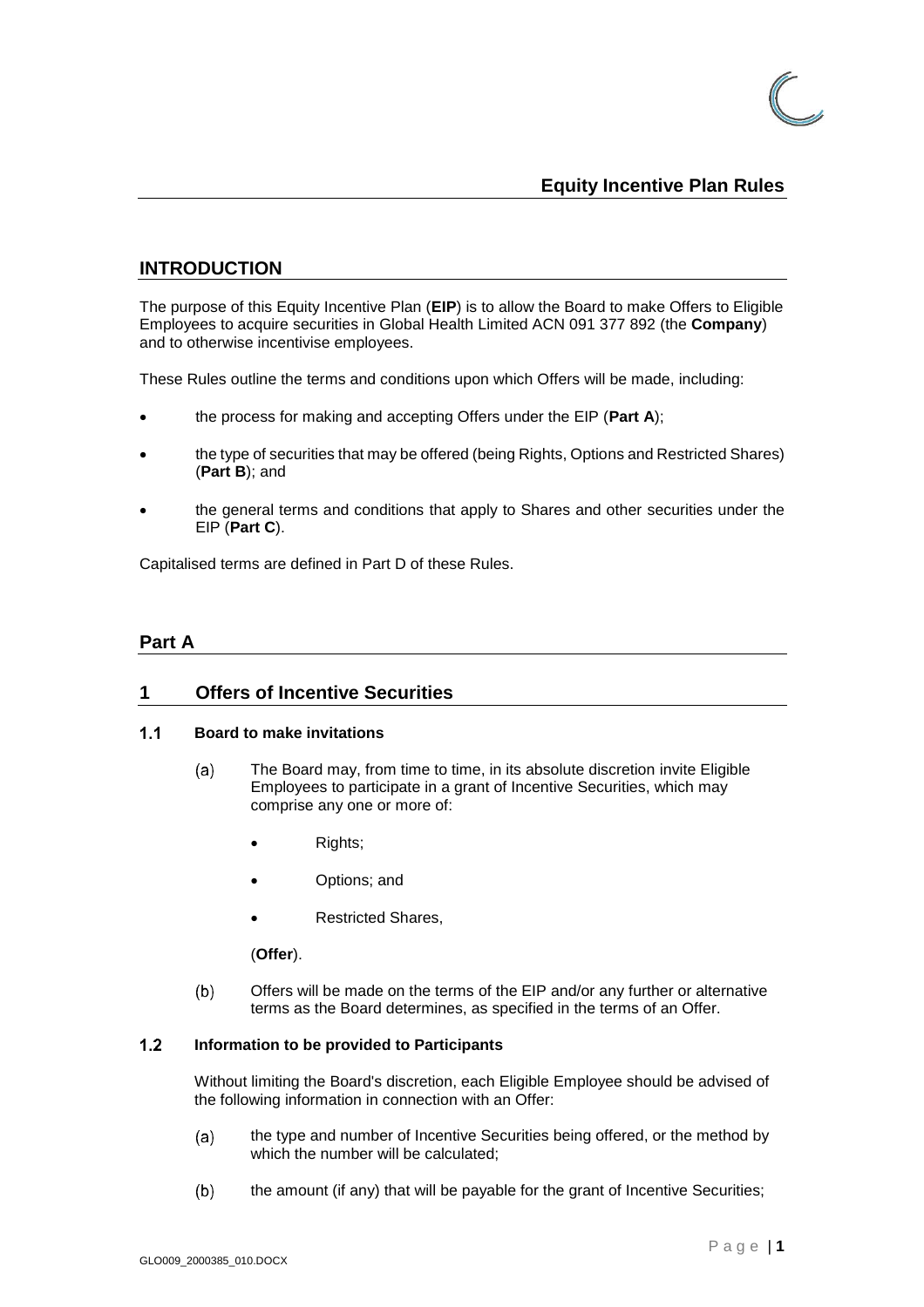# Equity Incentive Plan Rules

## INTRODUCTION

The purpose of this Equity Incentive Plan (**EIP**) is to allow the Board to make Offers to Eligible Employees to acquire securities in Global Health Limited ACN 091 377 892 (the **Company**) and to otherwise incentivise employees.

These Rules outline the terms and conditions upon which Offers will be made, including:

- the process for making and accepting Offers under the EIP (**Part A**);
- the type of securities that may be offered (being Rights, Options and Restricted Shares) (**Part B**); and
- the general terms and conditions that apply to Shares and other securities under the EIP (**Part C**).

Capitalised terms are defined in Part D of these Rules.

## Part A

## 1 Offers of Incentive Securities

### 1.1 Board to make invitations

(a) The Board may, from time to time, in its absolute discretion invite Eligible Employees to participate in a grant of Incentive Securities, which may comprise any one or more of:

- Rights;
- Options; and
- Restricted Shares,

(**Offer**).

(b) Offers will be made on the terms of the EIP and/or any further or alternative terms as the Board determines, as specified in the terms of an Offer.

### 1.2 Information to be provided to Participants

Without limiting the Board's discretion, each Eligible Employee should be advised of the following information in connection with an Offer:

(a) the type and number of Incentive Securities being offered, or the method by which the number will be calculated;

(b) the amount (if any) that will be payable for the grant of Incentive Securities;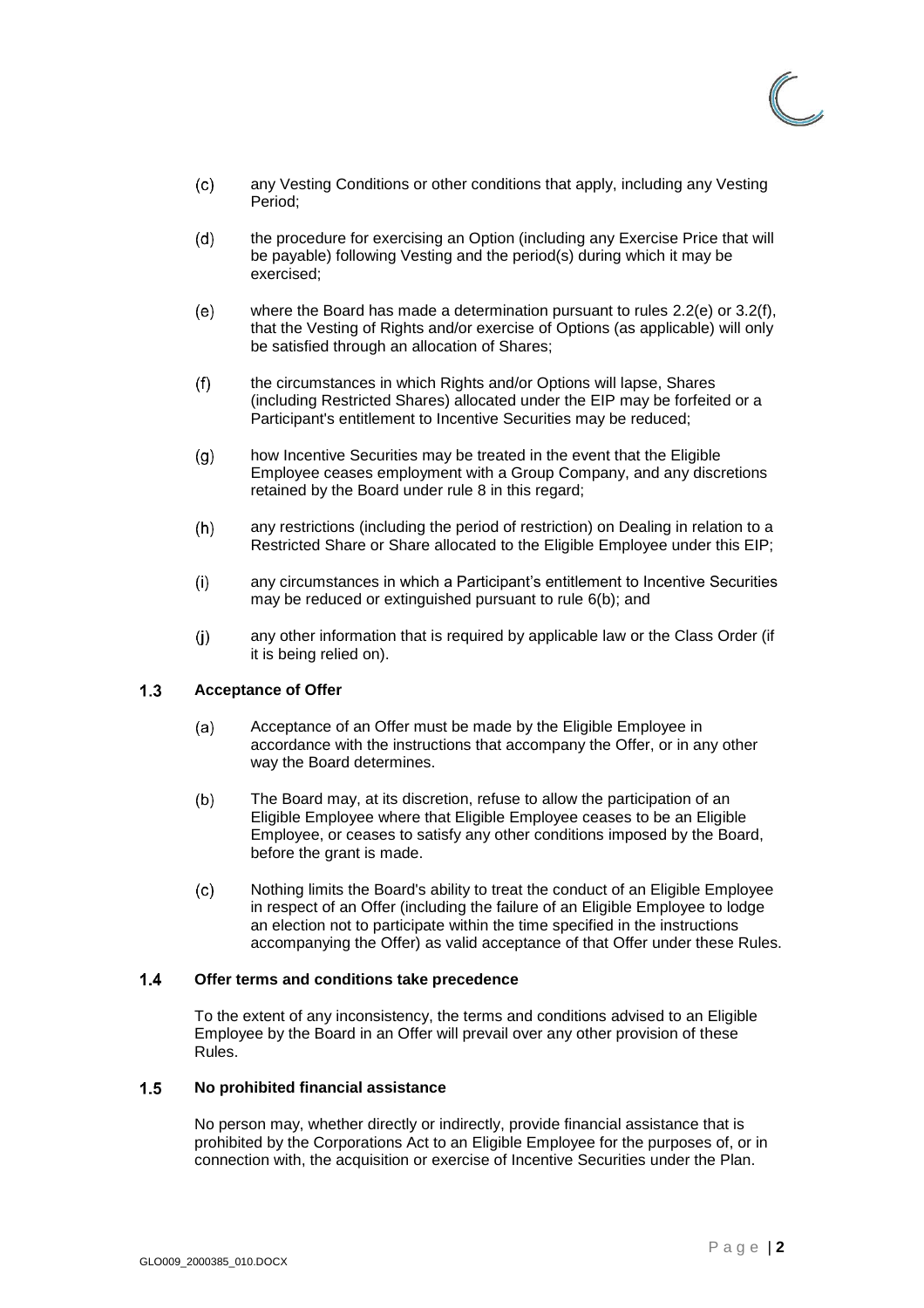(c) any Vesting Conditions or other conditions that apply, including any Vesting Period;

(d) the procedure for exercising an Option (including any Exercise Price that will be payable) following Vesting and the period(s) during which it may be exercised;

(e) where the Board has made a determination pursuant to rules 2.2(e) or 3.2(f), that the Vesting of Rights and/or exercise of Options (as applicable) will only be satisfied through an allocation of Shares;

(f) the circumstances in which Rights and/or Options will lapse, Shares (including Restricted Shares) allocated under the EIP may be forfeited or a Participant's entitlement to Incentive Securities may be reduced;

(g) how Incentive Securities may be treated in the event that the Eligible Employee ceases employment with a Group Company, and any discretions retained by the Board under rule 8 in this regard;

(h) any restrictions (including the period of restriction) on Dealing in relation to a Restricted Share or Share allocated to the Eligible Employee under this EIP;

(i) any circumstances in which a Participant's entitlement to Incentive Securities may be reduced or extinguished pursuant to rule 6(b); and

(j) any other information that is required by applicable law or the Class Order (if it is being relied on).

### 1.3 Acceptance of Offer

(a) Acceptance of an Offer must be made by the Eligible Employee in accordance with the instructions that accompany the Offer, or in any other way the Board determines.

(b) The Board may, at its discretion, refuse to allow the participation of an Eligible Employee where that Eligible Employee ceases to be an Eligible Employee, or ceases to satisfy any other conditions imposed by the Board, before the grant is made.

(c) Nothing limits the Board's ability to treat the conduct of an Eligible Employee in respect of an Offer (including the failure of an Eligible Employee to lodge an election not to participate within the time specified in the instructions accompanying the Offer) as valid acceptance of that Offer under these Rules.

### 1.4 Offer terms and conditions take precedence

To the extent of any inconsistency, the terms and conditions advised to an Eligible Employee by the Board in an Offer will prevail over any other provision of these Rules.

### 1.5 No prohibited financial assistance

No person may, whether directly or indirectly, provide financial assistance that is prohibited by the Corporations Act to an Eligible Employee for the purposes of, or in connection with, the acquisition or exercise of Incentive Securities under the Plan.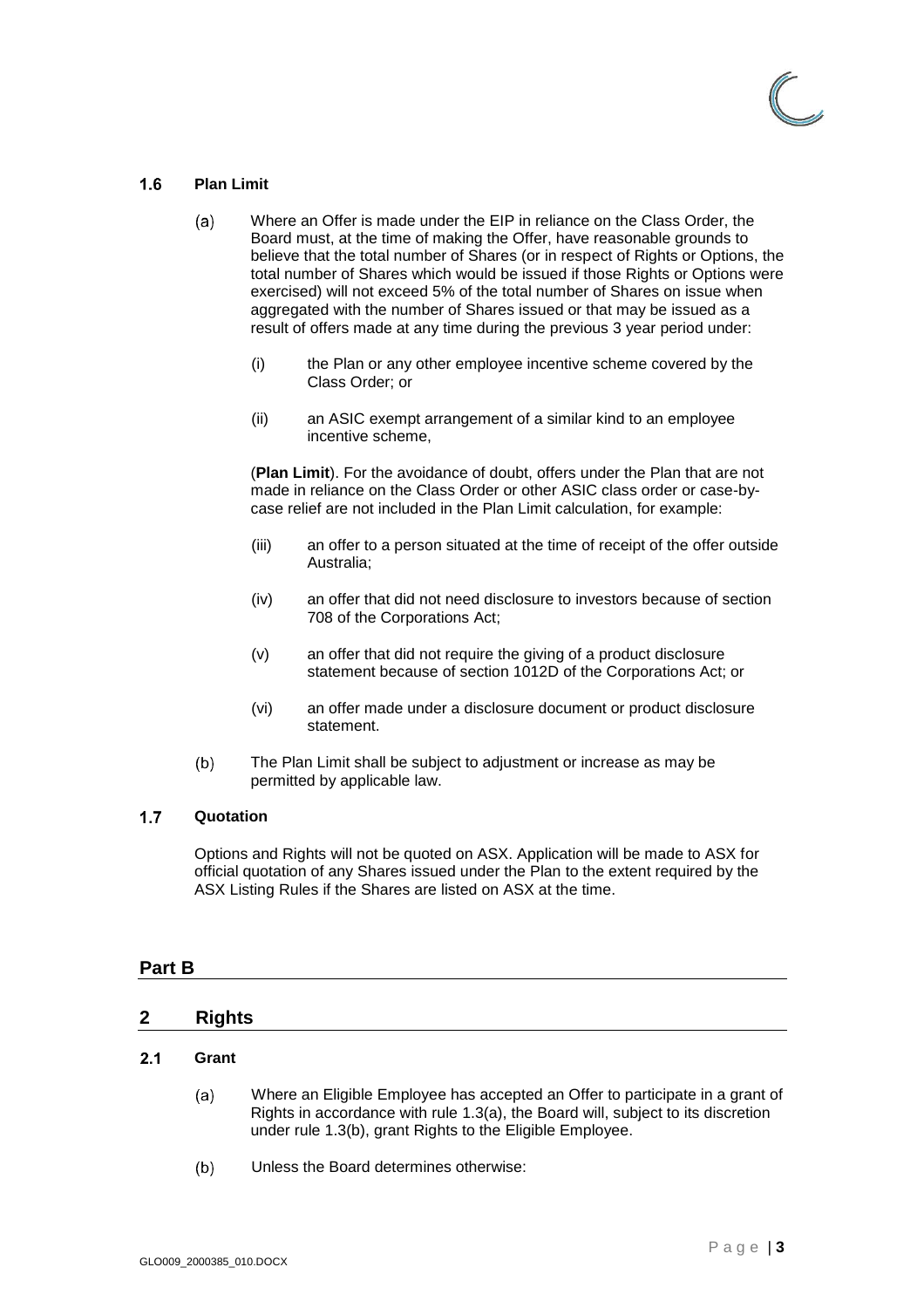### 1.6 Plan Limit

(a) Where an Offer is made under the EIP in reliance on the Class Order, the Board must, at the time of making the Offer, have reasonable grounds to believe that the total number of Shares (or in respect of Rights or Options, the total number of Shares which would be issued if those Rights or Options were exercised) will not exceed 5% of the total number of Shares on issue when aggregated with the number of Shares issued or that may be issued as a result of offers made at any time during the previous 3 year period under:

(i) the Plan or any other employee incentive scheme covered by the Class Order; or

(ii) an ASIC exempt arrangement of a similar kind to an employee incentive scheme,

(**Plan Limit**). For the avoidance of doubt, offers under the Plan that are not made in reliance on the Class Order or other ASIC class order or case-by-case relief are not included in the Plan Limit calculation, for example:

(iii) an offer to a person situated at the time of receipt of the offer outside Australia;

(iv) an offer that did not need disclosure to investors because of section 708 of the Corporations Act;

(v) an offer that did not require the giving of a product disclosure statement because of section 1012D of the Corporations Act; or

(vi) an offer made under a disclosure document or product disclosure statement.

(b) The Plan Limit shall be subject to adjustment or increase as may be permitted by applicable law.

### 1.7 Quotation

Options and Rights will not be quoted on ASX. Application will be made to ASX for official quotation of any Shares issued under the Plan to the extent required by the ASX Listing Rules if the Shares are listed on ASX at the time.

## Part B

## 2 Rights

### 2.1 Grant

(a) Where an Eligible Employee has accepted an Offer to participate in a grant of Rights in accordance with rule 1.3(a), the Board will, subject to its discretion under rule 1.3(b), grant Rights to the Eligible Employee.

(b) Unless the Board determines otherwise: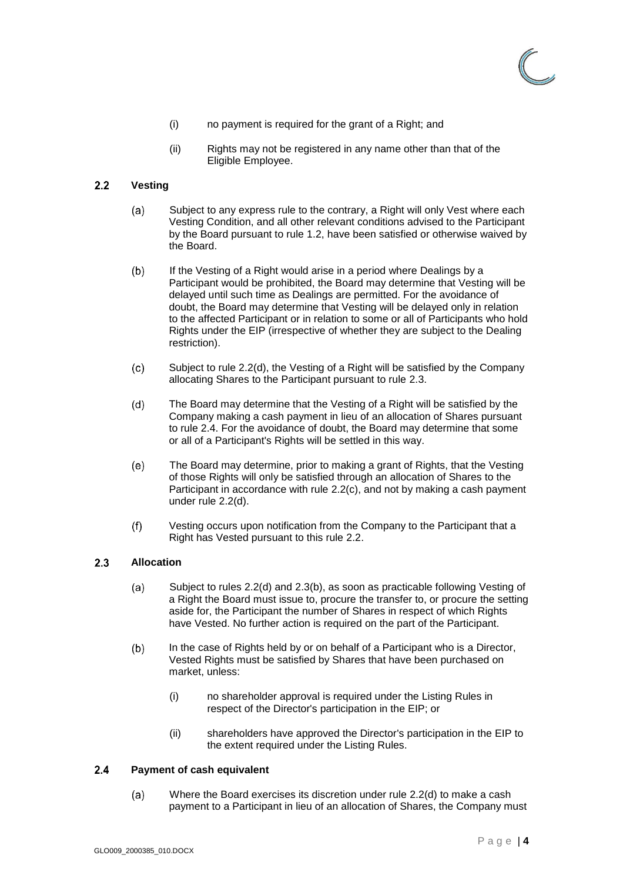(i) no payment is required for the grant of a Right; and

(ii) Rights may not be registered in any name other than that of the Eligible Employee.

### 2.2 Vesting

(a) Subject to any express rule to the contrary, a Right will only Vest where each Vesting Condition, and all other relevant conditions advised to the Participant by the Board pursuant to rule 1.2, have been satisfied or otherwise waived by the Board.

(b) If the Vesting of a Right would arise in a period where Dealings by a Participant would be prohibited, the Board may determine that Vesting will be delayed until such time as Dealings are permitted. For the avoidance of doubt, the Board may determine that Vesting will be delayed only in relation to the affected Participant or in relation to some or all of Participants who hold Rights under the EIP (irrespective of whether they are subject to the Dealing restriction).

(c) Subject to rule 2.2(d), the Vesting of a Right will be satisfied by the Company allocating Shares to the Participant pursuant to rule 2.3.

(d) The Board may determine that the Vesting of a Right will be satisfied by the Company making a cash payment in lieu of an allocation of Shares pursuant to rule 2.4. For the avoidance of doubt, the Board may determine that some or all of a Participant's Rights will be settled in this way.

(e) The Board may determine, prior to making a grant of Rights, that the Vesting of those Rights will only be satisfied through an allocation of Shares to the Participant in accordance with rule 2.2(c), and not by making a cash payment under rule 2.2(d).

(f) Vesting occurs upon notification from the Company to the Participant that a Right has Vested pursuant to this rule 2.2.

### 2.3 Allocation

(a) Subject to rules 2.2(d) and 2.3(b), as soon as practicable following Vesting of a Right the Board must issue to, procure the transfer to, or procure the setting aside for, the Participant the number of Shares in respect of which Rights have Vested. No further action is required on the part of the Participant.

(b) In the case of Rights held by or on behalf of a Participant who is a Director, Vested Rights must be satisfied by Shares that have been purchased on market, unless:

(i) no shareholder approval is required under the Listing Rules in respect of the Director's participation in the EIP; or

(ii) shareholders have approved the Director's participation in the EIP to the extent required under the Listing Rules.

### 2.4 Payment of cash equivalent

(a) Where the Board exercises its discretion under rule 2.2(d) to make a cash payment to a Participant in lieu of an allocation of Shares, the Company must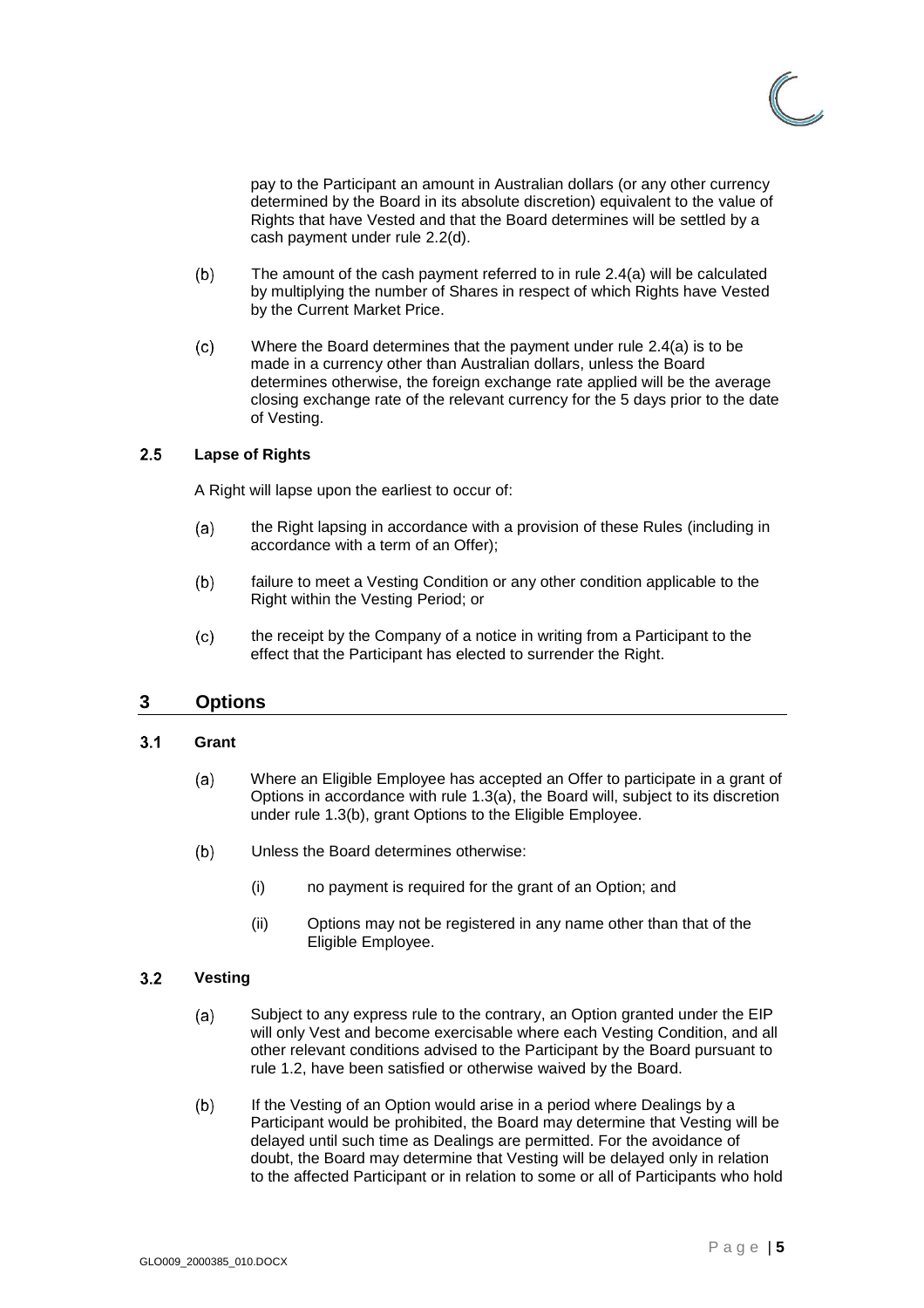pay to the Participant an amount in Australian dollars (or any other currency determined by the Board in its absolute discretion) equivalent to the value of Rights that have Vested and that the Board determines will be settled by a cash payment under rule 2.2(d).

(b) The amount of the cash payment referred to in rule 2.4(a) will be calculated by multiplying the number of Shares in respect of which Rights have Vested by the Current Market Price.

(c) Where the Board determines that the payment under rule 2.4(a) is to be made in a currency other than Australian dollars, unless the Board determines otherwise, the foreign exchange rate applied will be the average closing exchange rate of the relevant currency for the 5 days prior to the date of Vesting.

### 2.5 Lapse of Rights

A Right will lapse upon the earliest to occur of:

(a) the Right lapsing in accordance with a provision of these Rules (including in accordance with a term of an Offer);

(b) failure to meet a Vesting Condition or any other condition applicable to the Right within the Vesting Period; or

(c) the receipt by the Company of a notice in writing from a Participant to the effect that the Participant has elected to surrender the Right.

## 3 Options

### 3.1 Grant

(a) Where an Eligible Employee has accepted an Offer to participate in a grant of Options in accordance with rule 1.3(a), the Board will, subject to its discretion under rule 1.3(b), grant Options to the Eligible Employee.

(b) Unless the Board determines otherwise:

(i) no payment is required for the grant of an Option; and

(ii) Options may not be registered in any name other than that of the Eligible Employee.

### 3.2 Vesting

(a) Subject to any express rule to the contrary, an Option granted under the EIP will only Vest and become exercisable where each Vesting Condition, and all other relevant conditions advised to the Participant by the Board pursuant to rule 1.2, have been satisfied or otherwise waived by the Board.

(b) If the Vesting of an Option would arise in a period where Dealings by a Participant would be prohibited, the Board may determine that Vesting will be delayed until such time as Dealings are permitted. For the avoidance of doubt, the Board may determine that Vesting will be delayed only in relation to the affected Participant or in relation to some or all of Participants who hold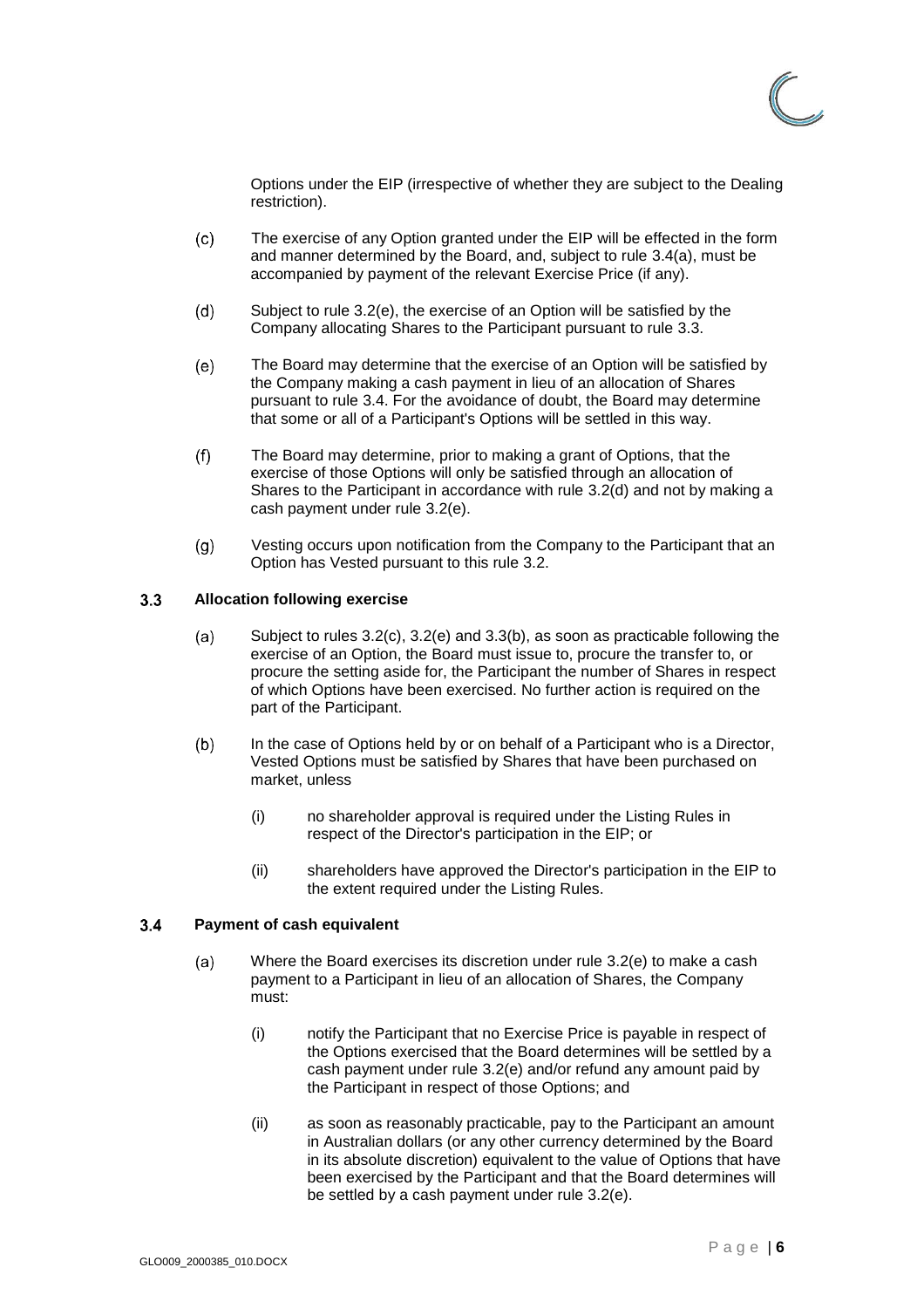Options under the EIP (irrespective of whether they are subject to the Dealing restriction).

(c) The exercise of any Option granted under the EIP will be effected in the form and manner determined by the Board, and, subject to rule 3.4(a), must be accompanied by payment of the relevant Exercise Price (if any).

(d) Subject to rule 3.2(e), the exercise of an Option will be satisfied by the Company allocating Shares to the Participant pursuant to rule 3.3.

(e) The Board may determine that the exercise of an Option will be satisfied by the Company making a cash payment in lieu of an allocation of Shares pursuant to rule 3.4. For the avoidance of doubt, the Board may determine that some or all of a Participant's Options will be settled in this way.

(f) The Board may determine, prior to making a grant of Options, that the exercise of those Options will only be satisfied through an allocation of Shares to the Participant in accordance with rule 3.2(d) and not by making a cash payment under rule 3.2(e).

(g) Vesting occurs upon notification from the Company to the Participant that an Option has Vested pursuant to this rule 3.2.

### 3.3 Allocation following exercise

(a) Subject to rules 3.2(c), 3.2(e) and 3.3(b), as soon as practicable following the exercise of an Option, the Board must issue to, procure the transfer to, or procure the setting aside for, the Participant the number of Shares in respect of which Options have been exercised. No further action is required on the part of the Participant.

(b) In the case of Options held by or on behalf of a Participant who is a Director, Vested Options must be satisfied by Shares that have been purchased on market, unless

   (i) no shareholder approval is required under the Listing Rules in respect of the Director's participation in the EIP; or

   (ii) shareholders have approved the Director's participation in the EIP to the extent required under the Listing Rules.

### 3.4 Payment of cash equivalent

(a) Where the Board exercises its discretion under rule 3.2(e) to make a cash payment to a Participant in lieu of an allocation of Shares, the Company must:

   (i) notify the Participant that no Exercise Price is payable in respect of the Options exercised that the Board determines will be settled by a cash payment under rule 3.2(e) and/or refund any amount paid by the Participant in respect of those Options; and

   (ii) as soon as reasonably practicable, pay to the Participant an amount in Australian dollars (or any other currency determined by the Board in its absolute discretion) equivalent to the value of Options that have been exercised by the Participant and that the Board determines will be settled by a cash payment under rule 3.2(e).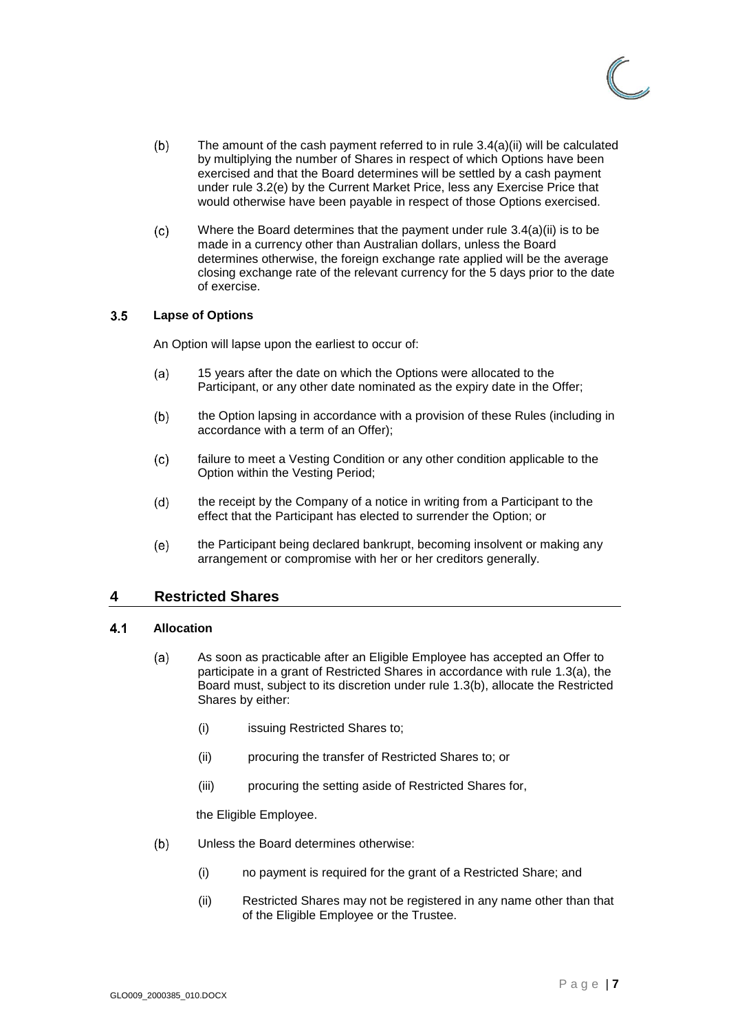(b) The amount of the cash payment referred to in rule 3.4(a)(ii) will be calculated by multiplying the number of Shares in respect of which Options have been exercised and that the Board determines will be settled by a cash payment under rule 3.2(e) by the Current Market Price, less any Exercise Price that would otherwise have been payable in respect of those Options exercised.

(c) Where the Board determines that the payment under rule 3.4(a)(ii) is to be made in a currency other than Australian dollars, unless the Board determines otherwise, the foreign exchange rate applied will be the average closing exchange rate of the relevant currency for the 5 days prior to the date of exercise.

### 3.5 Lapse of Options

An Option will lapse upon the earliest to occur of:

(a) 15 years after the date on which the Options were allocated to the Participant, or any other date nominated as the expiry date in the Offer;

(b) the Option lapsing in accordance with a provision of these Rules (including in accordance with a term of an Offer);

(c) failure to meet a Vesting Condition or any other condition applicable to the Option within the Vesting Period;

(d) the receipt by the Company of a notice in writing from a Participant to the effect that the Participant has elected to surrender the Option; or

(e) the Participant being declared bankrupt, becoming insolvent or making any arrangement or compromise with her or her creditors generally.

## 4 Restricted Shares

### 4.1 Allocation

(a) As soon as practicable after an Eligible Employee has accepted an Offer to participate in a grant of Restricted Shares in accordance with rule 1.3(a), the Board must, subject to its discretion under rule 1.3(b), allocate the Restricted Shares by either:

(i) issuing Restricted Shares to;

(ii) procuring the transfer of Restricted Shares to; or

(iii) procuring the setting aside of Restricted Shares for,

the Eligible Employee.

(b) Unless the Board determines otherwise:

(i) no payment is required for the grant of a Restricted Share; and

(ii) Restricted Shares may not be registered in any name other than that of the Eligible Employee or the Trustee.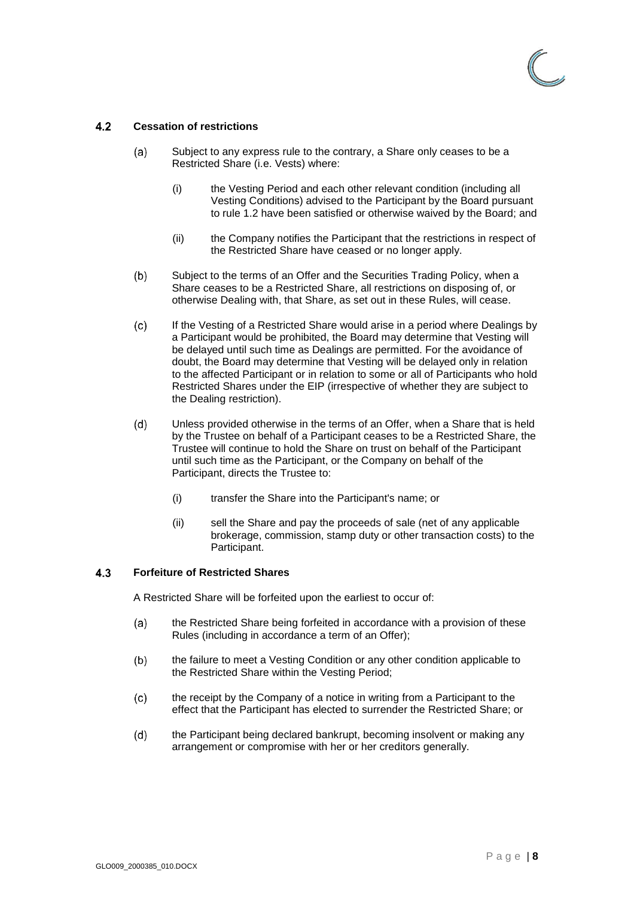### 4.2 Cessation of restrictions

(a) Subject to any express rule to the contrary, a Share only ceases to be a Restricted Share (i.e. Vests) where:

   (i) the Vesting Period and each other relevant condition (including all Vesting Conditions) advised to the Participant by the Board pursuant to rule 1.2 have been satisfied or otherwise waived by the Board; and

   (ii) the Company notifies the Participant that the restrictions in respect of the Restricted Share have ceased or no longer apply.

(b) Subject to the terms of an Offer and the Securities Trading Policy, when a Share ceases to be a Restricted Share, all restrictions on disposing of, or otherwise Dealing with, that Share, as set out in these Rules, will cease.

(c) If the Vesting of a Restricted Share would arise in a period where Dealings by a Participant would be prohibited, the Board may determine that Vesting will be delayed until such time as Dealings are permitted. For the avoidance of doubt, the Board may determine that Vesting will be delayed only in relation to the affected Participant or in relation to some or all of Participants who hold Restricted Shares under the EIP (irrespective of whether they are subject to the Dealing restriction).

(d) Unless provided otherwise in the terms of an Offer, when a Share that is held by the Trustee on behalf of a Participant ceases to be a Restricted Share, the Trustee will continue to hold the Share on trust on behalf of the Participant until such time as the Participant, or the Company on behalf of the Participant, directs the Trustee to:

   (i) transfer the Share into the Participant's name; or

   (ii) sell the Share and pay the proceeds of sale (net of any applicable brokerage, commission, stamp duty or other transaction costs) to the Participant.

### 4.3 Forfeiture of Restricted Shares

A Restricted Share will be forfeited upon the earliest to occur of:

(a) the Restricted Share being forfeited in accordance with a provision of these Rules (including in accordance a term of an Offer);

(b) the failure to meet a Vesting Condition or any other condition applicable to the Restricted Share within the Vesting Period;

(c) the receipt by the Company of a notice in writing from a Participant to the effect that the Participant has elected to surrender the Restricted Share; or

(d) the Participant being declared bankrupt, becoming insolvent or making any arrangement or compromise with her or her creditors generally.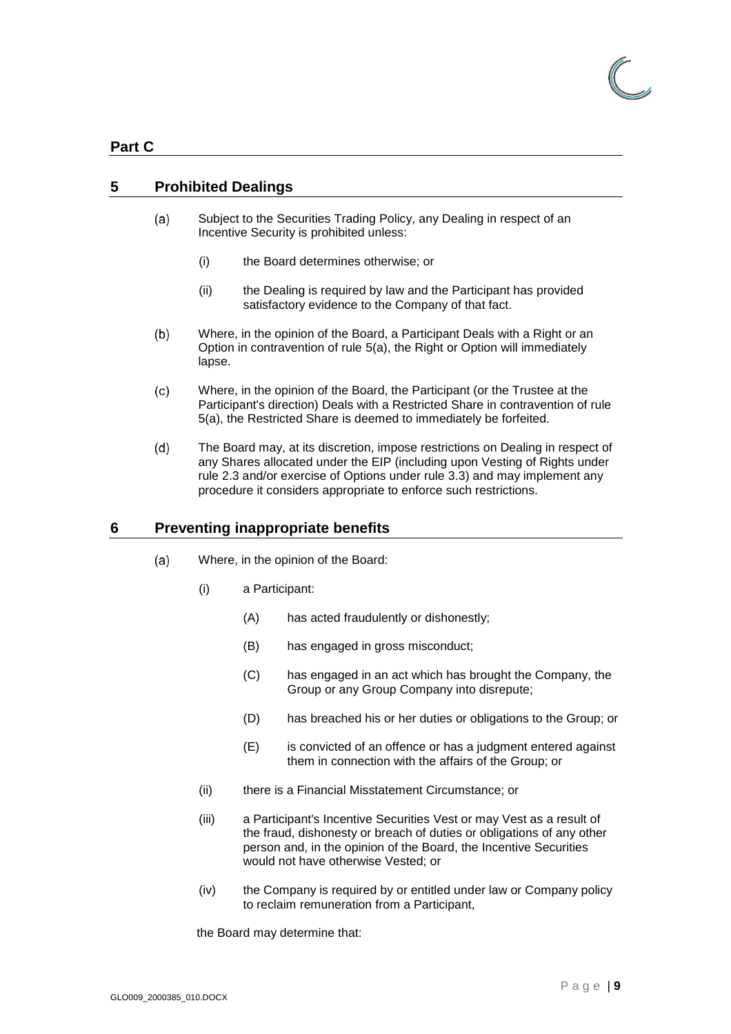## Part C

## 5 Prohibited Dealings

(a) Subject to the Securities Trading Policy, any Dealing in respect of an Incentive Security is prohibited unless:

   (i) the Board determines otherwise; or

   (ii) the Dealing is required by law and the Participant has provided satisfactory evidence to the Company of that fact.

(b) Where, in the opinion of the Board, a Participant Deals with a Right or an Option in contravention of rule 5(a), the Right or Option will immediately lapse.

(c) Where, in the opinion of the Board, the Participant (or the Trustee at the Participant's direction) Deals with a Restricted Share in contravention of rule 5(a), the Restricted Share is deemed to immediately be forfeited.

(d) The Board may, at its discretion, impose restrictions on Dealing in respect of any Shares allocated under the EIP (including upon Vesting of Rights under rule 2.3 and/or exercise of Options under rule 3.3) and may implement any procedure it considers appropriate to enforce such restrictions.

## 6 Preventing inappropriate benefits

(a) Where, in the opinion of the Board:

   (i) a Participant:

      (A) has acted fraudulently or dishonestly;

      (B) has engaged in gross misconduct;

      (C) has engaged in an act which has brought the Company, the Group or any Group Company into disrepute;

      (D) has breached his or her duties or obligations to the Group; or

      (E) is convicted of an offence or has a judgment entered against them in connection with the affairs of the Group; or

   (ii) there is a Financial Misstatement Circumstance; or

   (iii) a Participant's Incentive Securities Vest or may Vest as a result of the fraud, dishonesty or breach of duties or obligations of any other person and, in the opinion of the Board, the Incentive Securities would not have otherwise Vested; or

   (iv) the Company is required by or entitled under law or Company policy to reclaim remuneration from a Participant,

the Board may determine that: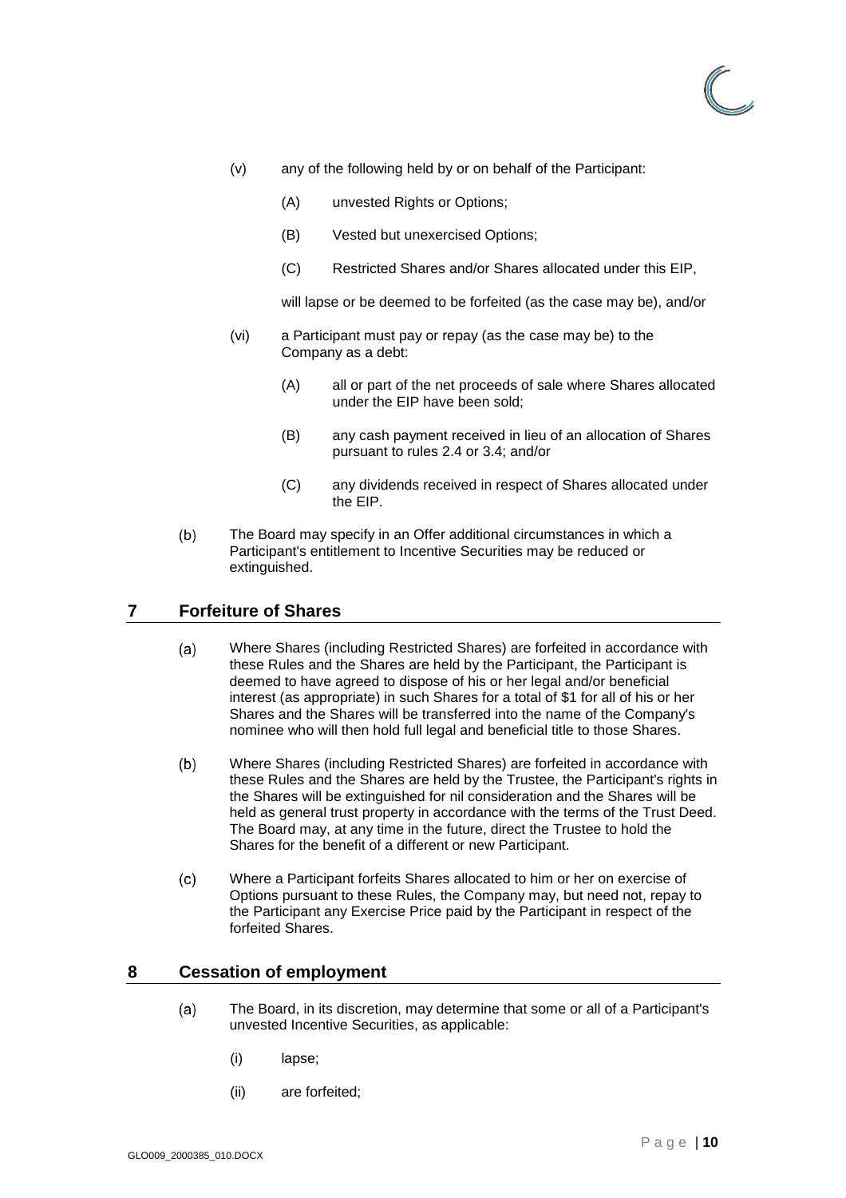(v) any of the following held by or on behalf of the Participant:

(A) unvested Rights or Options;

(B) Vested but unexercised Options;

(C) Restricted Shares and/or Shares allocated under this EIP,

will lapse or be deemed to be forfeited (as the case may be), and/or

(vi) a Participant must pay or repay (as the case may be) to the Company as a debt:

(A) all or part of the net proceeds of sale where Shares allocated under the EIP have been sold;

(B) any cash payment received in lieu of an allocation of Shares pursuant to rules 2.4 or 3.4; and/or

(C) any dividends received in respect of Shares allocated under the EIP.

(b) The Board may specify in an Offer additional circumstances in which a Participant's entitlement to Incentive Securities may be reduced or extinguished.

## 7 Forfeiture of Shares

(a) Where Shares (including Restricted Shares) are forfeited in accordance with these Rules and the Shares are held by the Participant, the Participant is deemed to have agreed to dispose of his or her legal and/or beneficial interest (as appropriate) in such Shares for a total of $1 for all of his or her Shares and the Shares will be transferred into the name of the Company's nominee who will then hold full legal and beneficial title to those Shares.

(b) Where Shares (including Restricted Shares) are forfeited in accordance with these Rules and the Shares are held by the Trustee, the Participant's rights in the Shares will be extinguished for nil consideration and the Shares will be held as general trust property in accordance with the terms of the Trust Deed. The Board may, at any time in the future, direct the Trustee to hold the Shares for the benefit of a different or new Participant.

(c) Where a Participant forfeits Shares allocated to him or her on exercise of Options pursuant to these Rules, the Company may, but need not, repay to the Participant any Exercise Price paid by the Participant in respect of the forfeited Shares.

## 8 Cessation of employment

(a) The Board, in its discretion, may determine that some or all of a Participant's unvested Incentive Securities, as applicable:

(i) lapse;

(ii) are forfeited;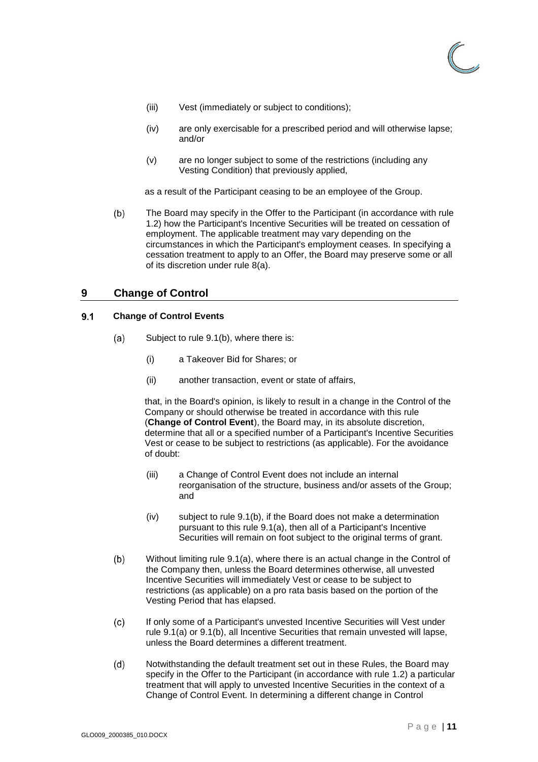(iii) Vest (immediately or subject to conditions);

(iv) are only exercisable for a prescribed period and will otherwise lapse; and/or

(v) are no longer subject to some of the restrictions (including any Vesting Condition) that previously applied,

as a result of the Participant ceasing to be an employee of the Group.

(b) The Board may specify in the Offer to the Participant (in accordance with rule 1.2) how the Participant's Incentive Securities will be treated on cessation of employment. The applicable treatment may vary depending on the circumstances in which the Participant's employment ceases. In specifying a cessation treatment to apply to an Offer, the Board may preserve some or all of its discretion under rule 8(a).

## 9 Change of Control

### 9.1 Change of Control Events

(a) Subject to rule 9.1(b), where there is:

(i) a Takeover Bid for Shares; or

(ii) another transaction, event or state of affairs,

that, in the Board's opinion, is likely to result in a change in the Control of the Company or should otherwise be treated in accordance with this rule (**Change of Control Event**), the Board may, in its absolute discretion, determine that all or a specified number of a Participant's Incentive Securities Vest or cease to be subject to restrictions (as applicable). For the avoidance of doubt:

(iii) a Change of Control Event does not include an internal reorganisation of the structure, business and/or assets of the Group; and

(iv) subject to rule 9.1(b), if the Board does not make a determination pursuant to this rule 9.1(a), then all of a Participant's Incentive Securities will remain on foot subject to the original terms of grant.

(b) Without limiting rule 9.1(a), where there is an actual change in the Control of the Company then, unless the Board determines otherwise, all unvested Incentive Securities will immediately Vest or cease to be subject to restrictions (as applicable) on a pro rata basis based on the portion of the Vesting Period that has elapsed.

(c) If only some of a Participant's unvested Incentive Securities will Vest under rule 9.1(a) or 9.1(b), all Incentive Securities that remain unvested will lapse, unless the Board determines a different treatment.

(d) Notwithstanding the default treatment set out in these Rules, the Board may specify in the Offer to the Participant (in accordance with rule 1.2) a particular treatment that will apply to unvested Incentive Securities in the context of a Change of Control Event. In determining a different change in Control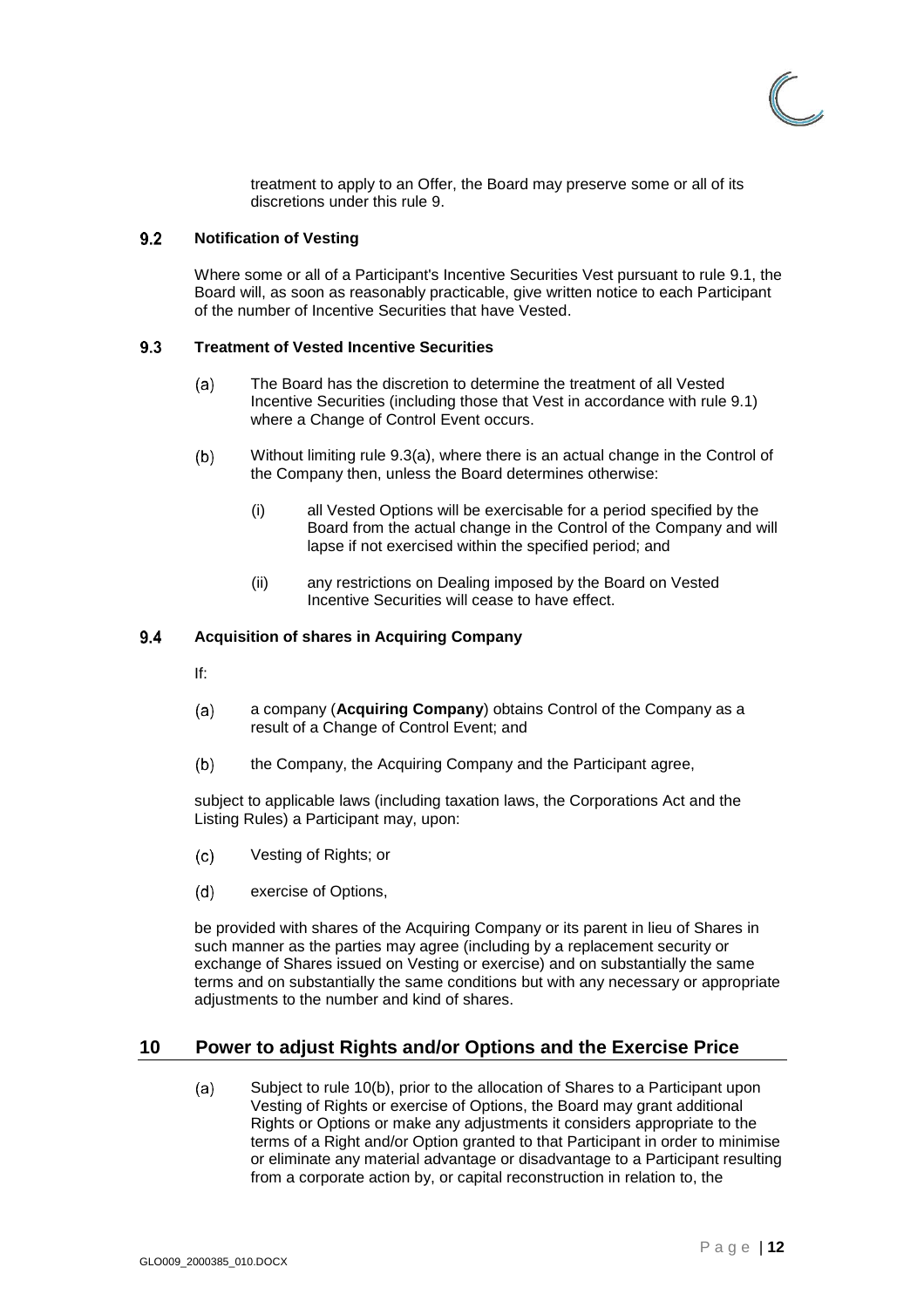treatment to apply to an Offer, the Board may preserve some or all of its discretions under this rule 9.

### 9.2 Notification of Vesting

Where some or all of a Participant's Incentive Securities Vest pursuant to rule 9.1, the Board will, as soon as reasonably practicable, give written notice to each Participant of the number of Incentive Securities that have Vested.

### 9.3 Treatment of Vested Incentive Securities

(a) The Board has the discretion to determine the treatment of all Vested Incentive Securities (including those that Vest in accordance with rule 9.1) where a Change of Control Event occurs.

(b) Without limiting rule 9.3(a), where there is an actual change in the Control of the Company then, unless the Board determines otherwise:

   (i) all Vested Options will be exercisable for a period specified by the Board from the actual change in the Control of the Company and will lapse if not exercised within the specified period; and

   (ii) any restrictions on Dealing imposed by the Board on Vested Incentive Securities will cease to have effect.

### 9.4 Acquisition of shares in Acquiring Company

If:

(a) a company (**Acquiring Company**) obtains Control of the Company as a result of a Change of Control Event; and

(b) the Company, the Acquiring Company and the Participant agree,

subject to applicable laws (including taxation laws, the Corporations Act and the Listing Rules) a Participant may, upon:

(c) Vesting of Rights; or

(d) exercise of Options,

be provided with shares of the Acquiring Company or its parent in lieu of Shares in such manner as the parties may agree (including by a replacement security or exchange of Shares issued on Vesting or exercise) and on substantially the same terms and on substantially the same conditions but with any necessary or appropriate adjustments to the number and kind of shares.

## 10 Power to adjust Rights and/or Options and the Exercise Price

(a) Subject to rule 10(b), prior to the allocation of Shares to a Participant upon Vesting of Rights or exercise of Options, the Board may grant additional Rights or Options or make any adjustments it considers appropriate to the terms of a Right and/or Option granted to that Participant in order to minimise or eliminate any material advantage or disadvantage to a Participant resulting from a corporate action by, or capital reconstruction in relation to, the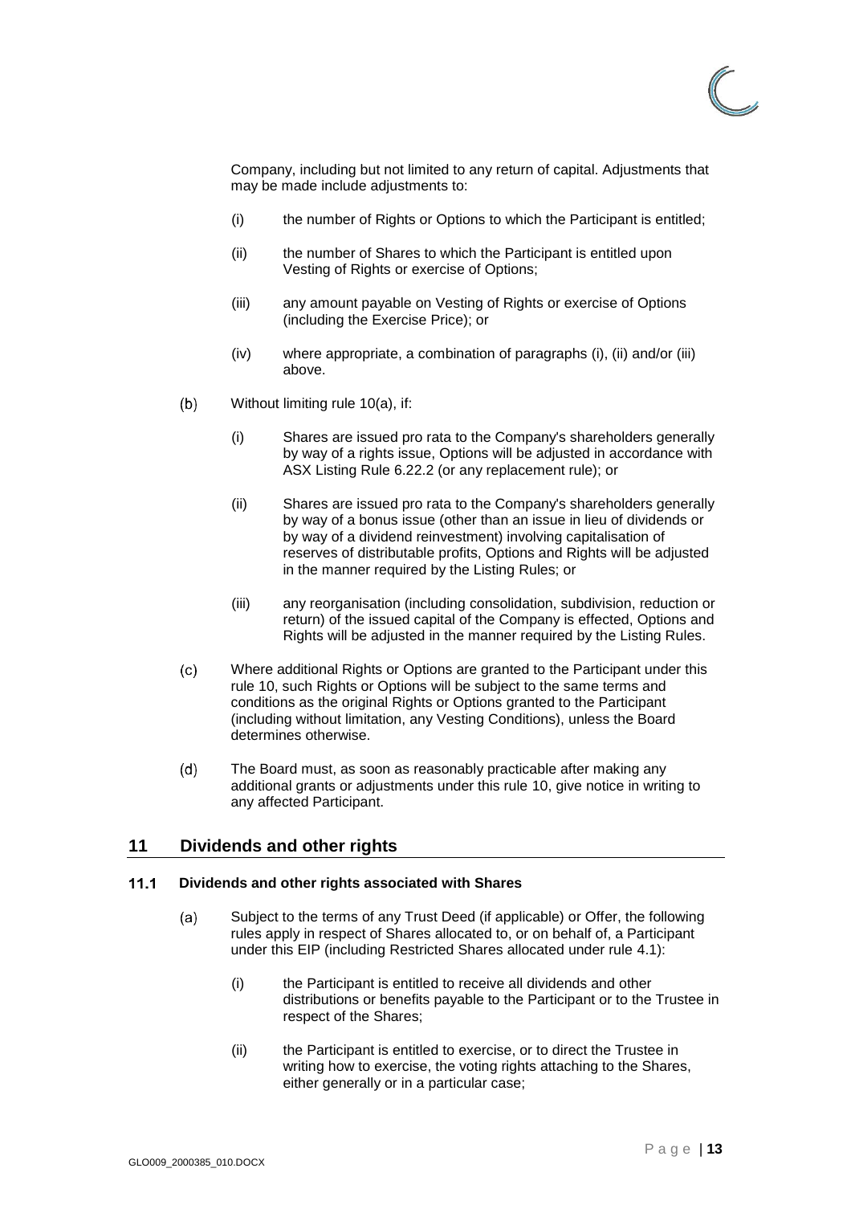Company, including but not limited to any return of capital. Adjustments that may be made include adjustments to:

(i) the number of Rights or Options to which the Participant is entitled;

(ii) the number of Shares to which the Participant is entitled upon Vesting of Rights or exercise of Options;

(iii) any amount payable on Vesting of Rights or exercise of Options (including the Exercise Price); or

(iv) where appropriate, a combination of paragraphs (i), (ii) and/or (iii) above.

(b) Without limiting rule 10(a), if:

(i) Shares are issued pro rata to the Company's shareholders generally by way of a rights issue, Options will be adjusted in accordance with ASX Listing Rule 6.22.2 (or any replacement rule); or

(ii) Shares are issued pro rata to the Company's shareholders generally by way of a bonus issue (other than an issue in lieu of dividends or by way of a dividend reinvestment) involving capitalisation of reserves of distributable profits, Options and Rights will be adjusted in the manner required by the Listing Rules; or

(iii) any reorganisation (including consolidation, subdivision, reduction or return) of the issued capital of the Company is effected, Options and Rights will be adjusted in the manner required by the Listing Rules.

(c) Where additional Rights or Options are granted to the Participant under this rule 10, such Rights or Options will be subject to the same terms and conditions as the original Rights or Options granted to the Participant (including without limitation, any Vesting Conditions), unless the Board determines otherwise.

(d) The Board must, as soon as reasonably practicable after making any additional grants or adjustments under this rule 10, give notice in writing to any affected Participant.

## 11 Dividends and other rights

### 11.1 Dividends and other rights associated with Shares

(a) Subject to the terms of any Trust Deed (if applicable) or Offer, the following rules apply in respect of Shares allocated to, or on behalf of, a Participant under this EIP (including Restricted Shares allocated under rule 4.1):

(i) the Participant is entitled to receive all dividends and other distributions or benefits payable to the Participant or to the Trustee in respect of the Shares;

(ii) the Participant is entitled to exercise, or to direct the Trustee in writing how to exercise, the voting rights attaching to the Shares, either generally or in a particular case;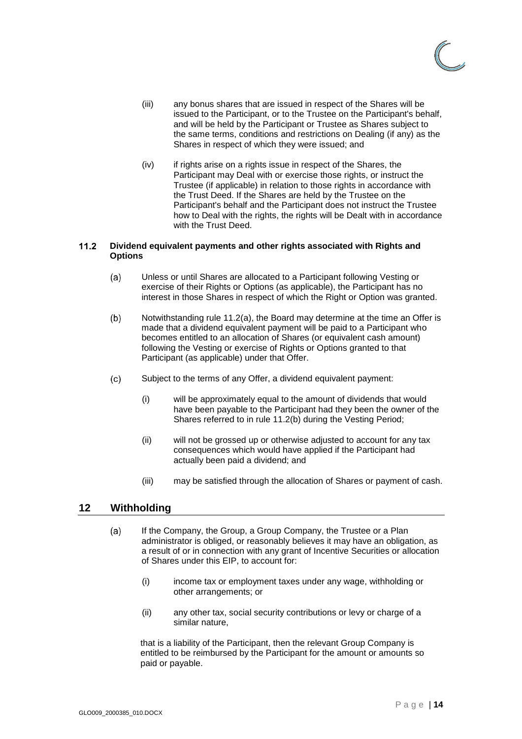(iii) any bonus shares that are issued in respect of the Shares will be issued to the Participant, or to the Trustee on the Participant's behalf, and will be held by the Participant or Trustee as Shares subject to the same terms, conditions and restrictions on Dealing (if any) as the Shares in respect of which they were issued; and

(iv) if rights arise on a rights issue in respect of the Shares, the Participant may Deal with or exercise those rights, or instruct the Trustee (if applicable) in relation to those rights in accordance with the Trust Deed. If the Shares are held by the Trustee on the Participant's behalf and the Participant does not instruct the Trustee how to Deal with the rights, the rights will be Dealt with in accordance with the Trust Deed.

### 11.2 Dividend equivalent payments and other rights associated with Rights and Options

(a) Unless or until Shares are allocated to a Participant following Vesting or exercise of their Rights or Options (as applicable), the Participant has no interest in those Shares in respect of which the Right or Option was granted.

(b) Notwithstanding rule 11.2(a), the Board may determine at the time an Offer is made that a dividend equivalent payment will be paid to a Participant who becomes entitled to an allocation of Shares (or equivalent cash amount) following the Vesting or exercise of Rights or Options granted to that Participant (as applicable) under that Offer.

(c) Subject to the terms of any Offer, a dividend equivalent payment:

(i) will be approximately equal to the amount of dividends that would have been payable to the Participant had they been the owner of the Shares referred to in rule 11.2(b) during the Vesting Period;

(ii) will not be grossed up or otherwise adjusted to account for any tax consequences which would have applied if the Participant had actually been paid a dividend; and

(iii) may be satisfied through the allocation of Shares or payment of cash.

## 12 Withholding

(a) If the Company, the Group, a Group Company, the Trustee or a Plan administrator is obliged, or reasonably believes it may have an obligation, as a result of or in connection with any grant of Incentive Securities or allocation of Shares under this EIP, to account for:

(i) income tax or employment taxes under any wage, withholding or other arrangements; or

(ii) any other tax, social security contributions or levy or charge of a similar nature,

that is a liability of the Participant, then the relevant Group Company is entitled to be reimbursed by the Participant for the amount or amounts so paid or payable.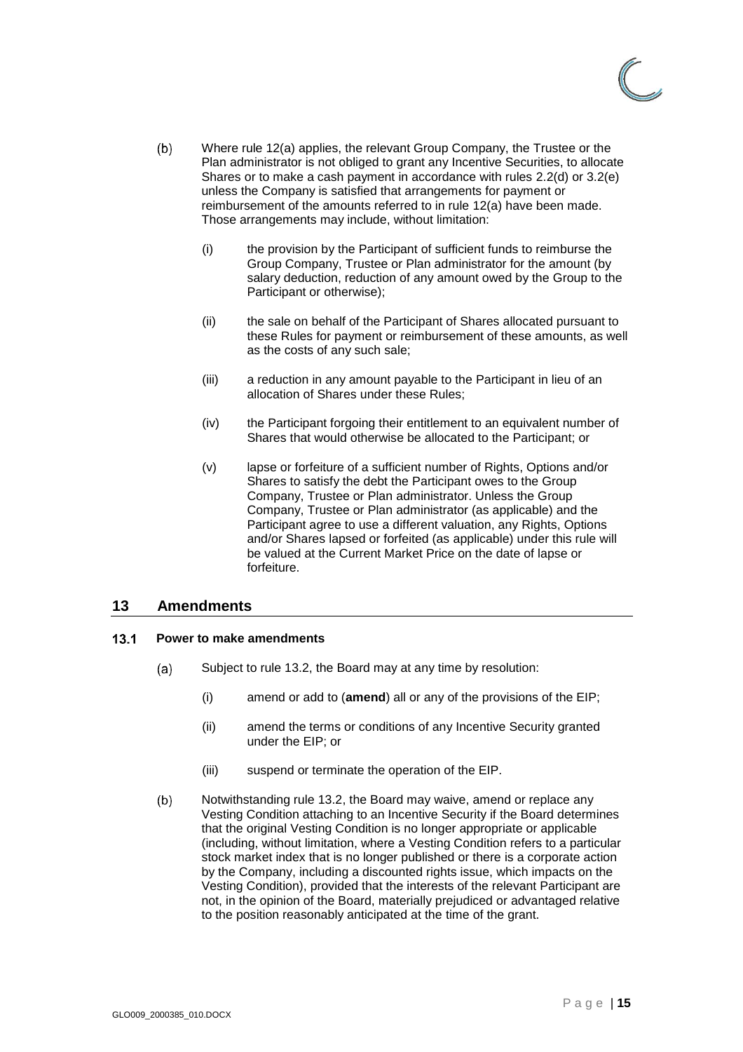(b) Where rule 12(a) applies, the relevant Group Company, the Trustee or the Plan administrator is not obliged to grant any Incentive Securities, to allocate Shares or to make a cash payment in accordance with rules 2.2(d) or 3.2(e) unless the Company is satisfied that arrangements for payment or reimbursement of the amounts referred to in rule 12(a) have been made. Those arrangements may include, without limitation:

   (i) the provision by the Participant of sufficient funds to reimburse the Group Company, Trustee or Plan administrator for the amount (by salary deduction, reduction of any amount owed by the Group to the Participant or otherwise);

   (ii) the sale on behalf of the Participant of Shares allocated pursuant to these Rules for payment or reimbursement of these amounts, as well as the costs of any such sale;

   (iii) a reduction in any amount payable to the Participant in lieu of an allocation of Shares under these Rules;

   (iv) the Participant forgoing their entitlement to an equivalent number of Shares that would otherwise be allocated to the Participant; or

   (v) lapse or forfeiture of a sufficient number of Rights, Options and/or Shares to satisfy the debt the Participant owes to the Group Company, Trustee or Plan administrator. Unless the Group Company, Trustee or Plan administrator (as applicable) and the Participant agree to use a different valuation, any Rights, Options and/or Shares lapsed or forfeited (as applicable) under this rule will be valued at the Current Market Price on the date of lapse or forfeiture.

## 13 Amendments

### 13.1 Power to make amendments

(a) Subject to rule 13.2, the Board may at any time by resolution:

   (i) amend or add to (**amend**) all or any of the provisions of the EIP;

   (ii) amend the terms or conditions of any Incentive Security granted under the EIP; or

   (iii) suspend or terminate the operation of the EIP.

(b) Notwithstanding rule 13.2, the Board may waive, amend or replace any Vesting Condition attaching to an Incentive Security if the Board determines that the original Vesting Condition is no longer appropriate or applicable (including, without limitation, where a Vesting Condition refers to a particular stock market index that is no longer published or there is a corporate action by the Company, including a discounted rights issue, which impacts on the Vesting Condition), provided that the interests of the relevant Participant are not, in the opinion of the Board, materially prejudiced or advantaged relative to the position reasonably anticipated at the time of the grant.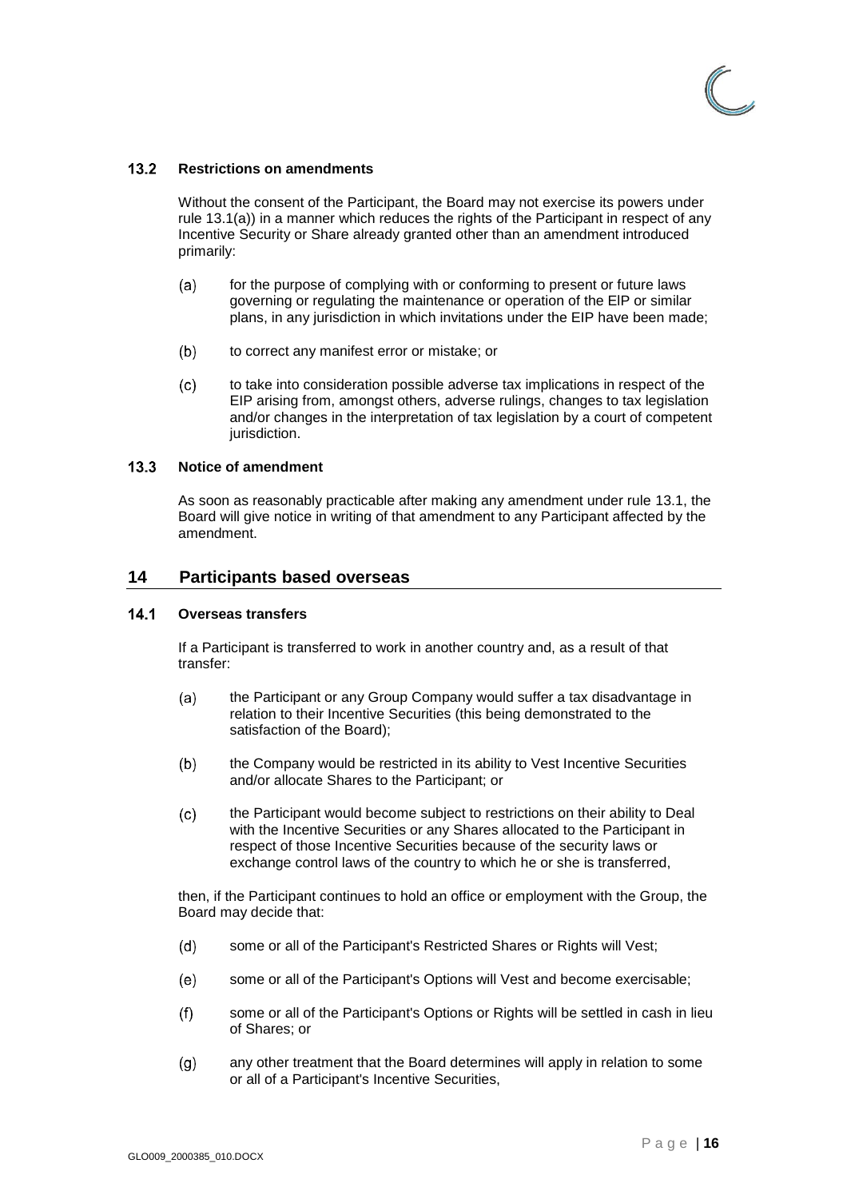### 13.2 Restrictions on amendments

Without the consent of the Participant, the Board may not exercise its powers under rule 13.1(a)) in a manner which reduces the rights of the Participant in respect of any Incentive Security or Share already granted other than an amendment introduced primarily:

(a) for the purpose of complying with or conforming to present or future laws governing or regulating the maintenance or operation of the EIP or similar plans, in any jurisdiction in which invitations under the EIP have been made;

(b) to correct any manifest error or mistake; or

(c) to take into consideration possible adverse tax implications in respect of the EIP arising from, amongst others, adverse rulings, changes to tax legislation and/or changes in the interpretation of tax legislation by a court of competent jurisdiction.

### 13.3 Notice of amendment

As soon as reasonably practicable after making any amendment under rule 13.1, the Board will give notice in writing of that amendment to any Participant affected by the amendment.

## 14 Participants based overseas

### 14.1 Overseas transfers

If a Participant is transferred to work in another country and, as a result of that transfer:

(a) the Participant or any Group Company would suffer a tax disadvantage in relation to their Incentive Securities (this being demonstrated to the satisfaction of the Board);

(b) the Company would be restricted in its ability to Vest Incentive Securities and/or allocate Shares to the Participant; or

(c) the Participant would become subject to restrictions on their ability to Deal with the Incentive Securities or any Shares allocated to the Participant in respect of those Incentive Securities because of the security laws or exchange control laws of the country to which he or she is transferred,

then, if the Participant continues to hold an office or employment with the Group, the Board may decide that:

(d) some or all of the Participant's Restricted Shares or Rights will Vest;

(e) some or all of the Participant's Options will Vest and become exercisable;

(f) some or all of the Participant's Options or Rights will be settled in cash in lieu of Shares; or

(g) any other treatment that the Board determines will apply in relation to some or all of a Participant's Incentive Securities,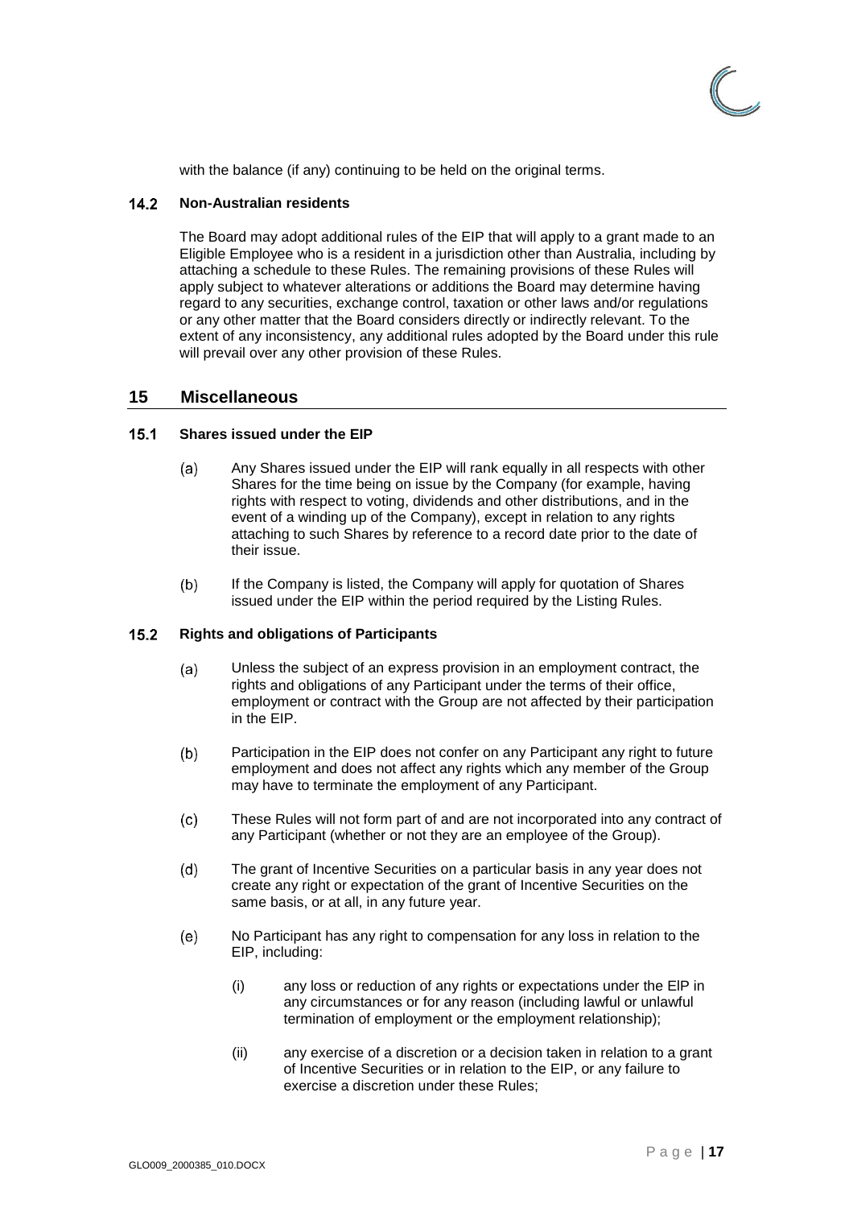with the balance (if any) continuing to be held on the original terms.

### 14.2 Non-Australian residents

The Board may adopt additional rules of the EIP that will apply to a grant made to an Eligible Employee who is a resident in a jurisdiction other than Australia, including by attaching a schedule to these Rules. The remaining provisions of these Rules will apply subject to whatever alterations or additions the Board may determine having regard to any securities, exchange control, taxation or other laws and/or regulations or any other matter that the Board considers directly or indirectly relevant. To the extent of any inconsistency, any additional rules adopted by the Board under this rule will prevail over any other provision of these Rules.

## 15 Miscellaneous

### 15.1 Shares issued under the EIP

(a) Any Shares issued under the EIP will rank equally in all respects with other Shares for the time being on issue by the Company (for example, having rights with respect to voting, dividends and other distributions, and in the event of a winding up of the Company), except in relation to any rights attaching to such Shares by reference to a record date prior to the date of their issue.

(b) If the Company is listed, the Company will apply for quotation of Shares issued under the EIP within the period required by the Listing Rules.

### 15.2 Rights and obligations of Participants

(a) Unless the subject of an express provision in an employment contract, the rights and obligations of any Participant under the terms of their office, employment or contract with the Group are not affected by their participation in the EIP.

(b) Participation in the EIP does not confer on any Participant any right to future employment and does not affect any rights which any member of the Group may have to terminate the employment of any Participant.

(c) These Rules will not form part of and are not incorporated into any contract of any Participant (whether or not they are an employee of the Group).

(d) The grant of Incentive Securities on a particular basis in any year does not create any right or expectation of the grant of Incentive Securities on the same basis, or at all, in any future year.

(e) No Participant has any right to compensation for any loss in relation to the EIP, including:

  (i) any loss or reduction of any rights or expectations under the EIP in any circumstances or for any reason (including lawful or unlawful termination of employment or the employment relationship);

  (ii) any exercise of a discretion or a decision taken in relation to a grant of Incentive Securities or in relation to the EIP, or any failure to exercise a discretion under these Rules;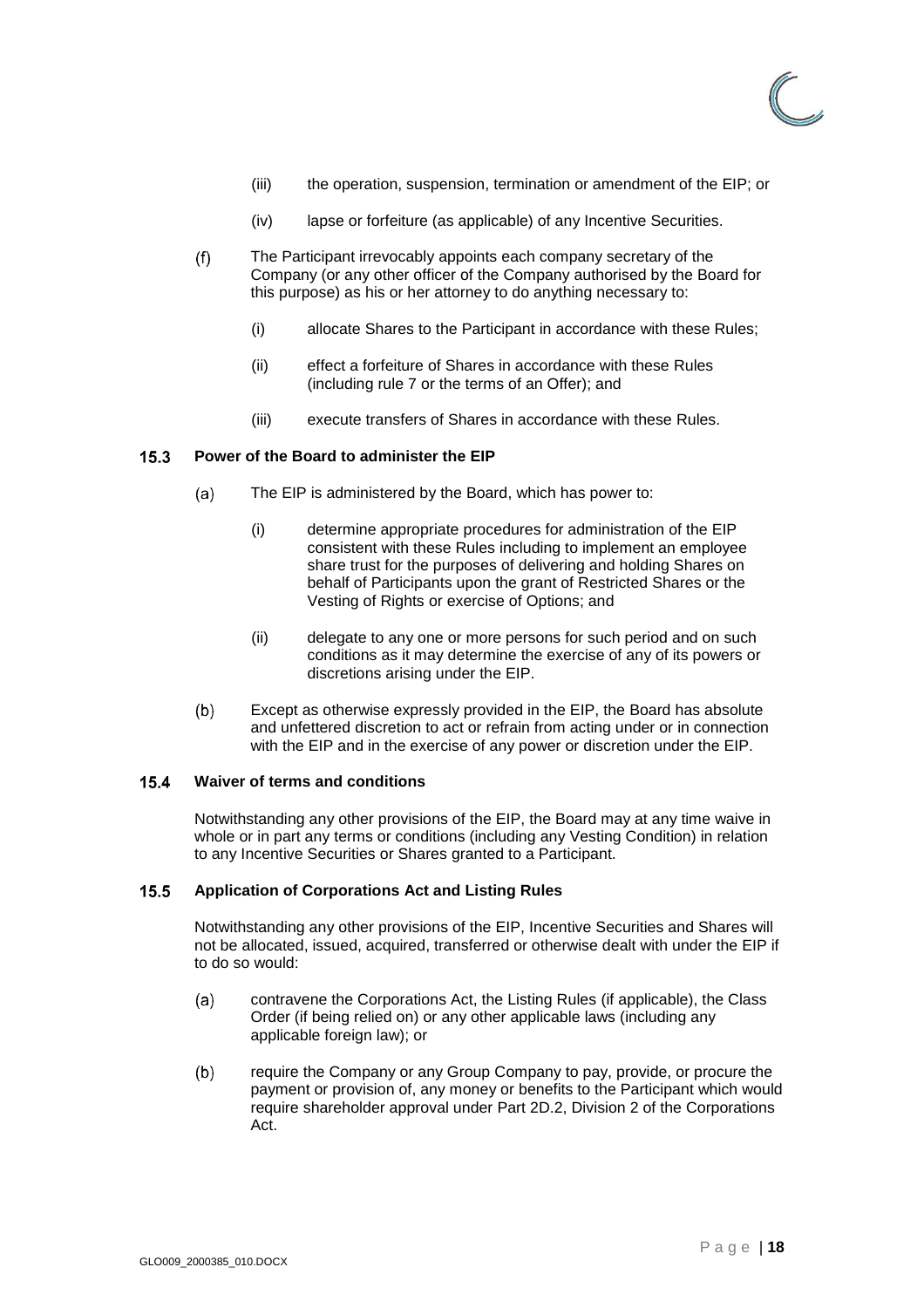(iii) the operation, suspension, termination or amendment of the EIP; or

(iv) lapse or forfeiture (as applicable) of any Incentive Securities.

(f) The Participant irrevocably appoints each company secretary of the Company (or any other officer of the Company authorised by the Board for this purpose) as his or her attorney to do anything necessary to:

(i) allocate Shares to the Participant in accordance with these Rules;

(ii) effect a forfeiture of Shares in accordance with these Rules (including rule 7 or the terms of an Offer); and

(iii) execute transfers of Shares in accordance with these Rules.

### 15.3 Power of the Board to administer the EIP

(a) The EIP is administered by the Board, which has power to:

(i) determine appropriate procedures for administration of the EIP consistent with these Rules including to implement an employee share trust for the purposes of delivering and holding Shares on behalf of Participants upon the grant of Restricted Shares or the Vesting of Rights or exercise of Options; and

(ii) delegate to any one or more persons for such period and on such conditions as it may determine the exercise of any of its powers or discretions arising under the EIP.

(b) Except as otherwise expressly provided in the EIP, the Board has absolute and unfettered discretion to act or refrain from acting under or in connection with the EIP and in the exercise of any power or discretion under the EIP.

### 15.4 Waiver of terms and conditions

Notwithstanding any other provisions of the EIP, the Board may at any time waive in whole or in part any terms or conditions (including any Vesting Condition) in relation to any Incentive Securities or Shares granted to a Participant.

### 15.5 Application of Corporations Act and Listing Rules

Notwithstanding any other provisions of the EIP, Incentive Securities and Shares will not be allocated, issued, acquired, transferred or otherwise dealt with under the EIP if to do so would:

(a) contravene the Corporations Act, the Listing Rules (if applicable), the Class Order (if being relied on) or any other applicable laws (including any applicable foreign law); or

(b) require the Company or any Group Company to pay, provide, or procure the payment or provision of, any money or benefits to the Participant which would require shareholder approval under Part 2D.2, Division 2 of the Corporations Act.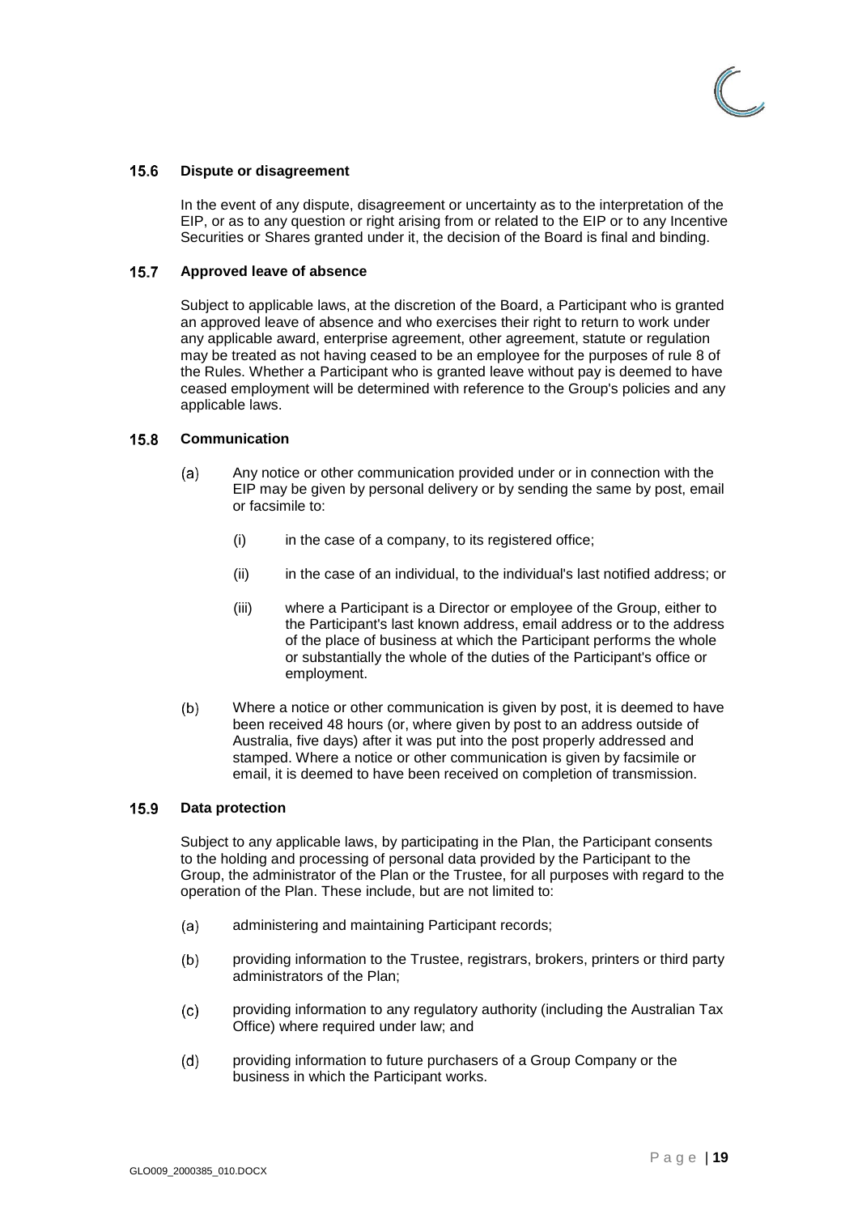### 15.6 Dispute or disagreement

In the event of any dispute, disagreement or uncertainty as to the interpretation of the EIP, or as to any question or right arising from or related to the EIP or to any Incentive Securities or Shares granted under it, the decision of the Board is final and binding.

### 15.7 Approved leave of absence

Subject to applicable laws, at the discretion of the Board, a Participant who is granted an approved leave of absence and who exercises their right to return to work under any applicable award, enterprise agreement, other agreement, statute or regulation may be treated as not having ceased to be an employee for the purposes of rule 8 of the Rules. Whether a Participant who is granted leave without pay is deemed to have ceased employment will be determined with reference to the Group's policies and any applicable laws.

### 15.8 Communication

(a) Any notice or other communication provided under or in connection with the EIP may be given by personal delivery or by sending the same by post, email or facsimile to:

  (i) in the case of a company, to its registered office;

  (ii) in the case of an individual, to the individual's last notified address; or

  (iii) where a Participant is a Director or employee of the Group, either to the Participant's last known address, email address or to the address of the place of business at which the Participant performs the whole or substantially the whole of the duties of the Participant's office or employment.

(b) Where a notice or other communication is given by post, it is deemed to have been received 48 hours (or, where given by post to an address outside of Australia, five days) after it was put into the post properly addressed and stamped. Where a notice or other communication is given by facsimile or email, it is deemed to have been received on completion of transmission.

### 15.9 Data protection

Subject to any applicable laws, by participating in the Plan, the Participant consents to the holding and processing of personal data provided by the Participant to the Group, the administrator of the Plan or the Trustee, for all purposes with regard to the operation of the Plan. These include, but are not limited to:

(a) administering and maintaining Participant records;

(b) providing information to the Trustee, registrars, brokers, printers or third party administrators of the Plan;

(c) providing information to any regulatory authority (including the Australian Tax Office) where required under law; and

(d) providing information to future purchasers of a Group Company or the business in which the Participant works.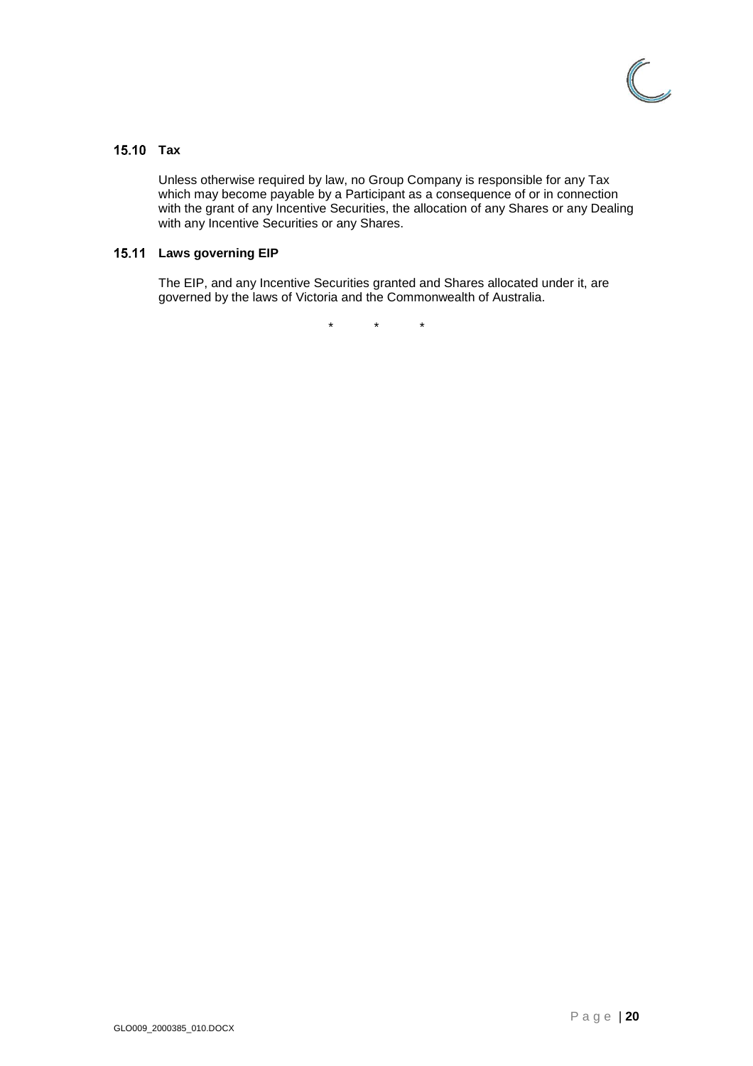### 15.10 Tax

Unless otherwise required by law, no Group Company is responsible for any Tax which may become payable by a Participant as a consequence of or in connection with the grant of any Incentive Securities, the allocation of any Shares or any Dealing with any Incentive Securities or any Shares.

### 15.11 Laws governing EIP

The EIP, and any Incentive Securities granted and Shares allocated under it, are governed by the laws of Victoria and the Commonwealth of Australia.

\*  \*  \*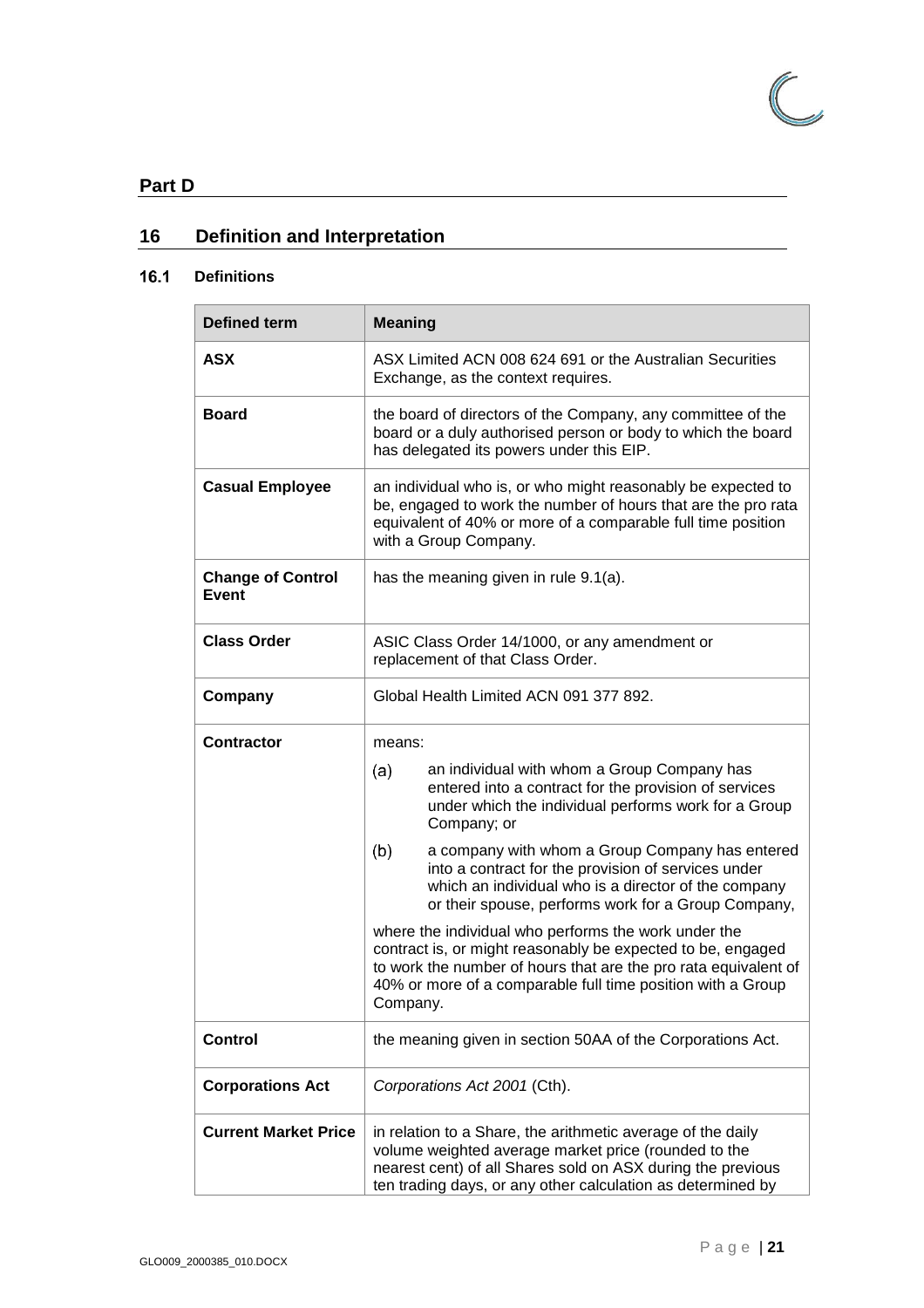## Part D

## 16 Definition and Interpretation

### 16.1 Definitions

| Defined term | Meaning |
|---|---|
| **ASX** | ASX Limited ACN 008 624 691 or the Australian Securities Exchange, as the context requires. |
| **Board** | the board of directors of the Company, any committee of the board or a duly authorised person or body to which the board has delegated its powers under this EIP. |
| **Casual Employee** | an individual who is, or who might reasonably be expected to be, engaged to work the number of hours that are the pro rata equivalent of 40% or more of a comparable full time position with a Group Company. |
| **Change of Control Event** | has the meaning given in rule 9.1(a). |
| **Class Order** | ASIC Class Order 14/1000, or any amendment or replacement of that Class Order. |
| **Company** | Global Health Limited ACN 091 377 892. |
| **Contractor** | means: (a) an individual with whom a Group Company has entered into a contract for the provision of services under which the individual performs work for a Group Company; or (b) a company with whom a Group Company has entered into a contract for the provision of services under which an individual who is a director of the company or their spouse, performs work for a Group Company, where the individual who performs the work under the contract is, or might reasonably be expected to be, engaged to work the number of hours that are the pro rata equivalent of 40% or more of a comparable full time position with a Group Company. |
| **Control** | the meaning given in section 50AA of the Corporations Act. |
| **Corporations Act** | *Corporations Act 2001* (Cth). |
| **Current Market Price** | in relation to a Share, the arithmetic average of the daily volume weighted average market price (rounded to the nearest cent) of all Shares sold on ASX during the previous ten trading days, or any other calculation as determined by |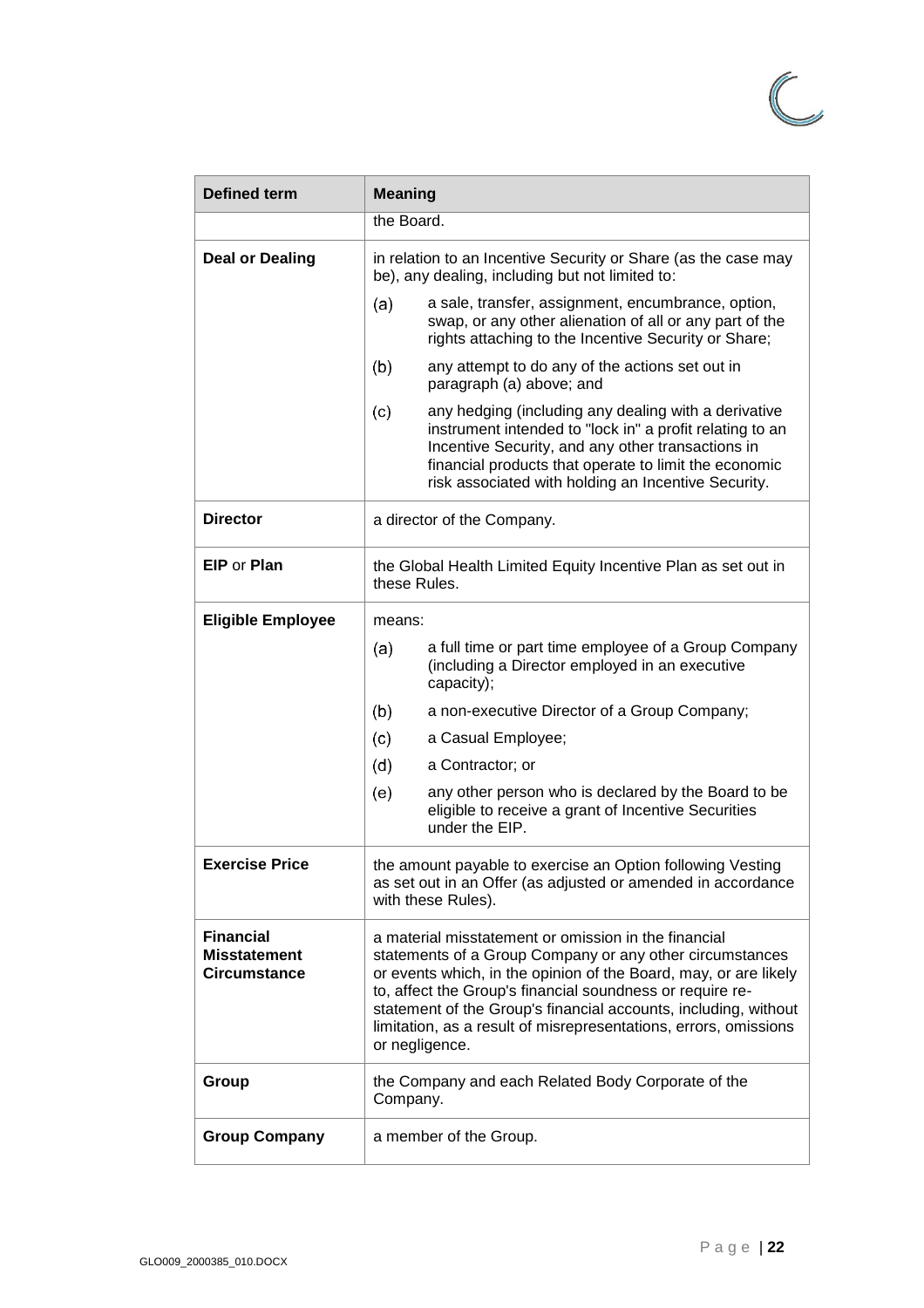| Defined term | Meaning |
|---|---|
| | the Board. |
| **Deal or Dealing** | in relation to an Incentive Security or Share (as the case may be), any dealing, including but not limited to:<br>(a) a sale, transfer, assignment, encumbrance, option, swap, or any other alienation of all or any part of the rights attaching to the Incentive Security or Share;<br>(b) any attempt to do any of the actions set out in paragraph (a) above; and<br>(c) any hedging (including any dealing with a derivative instrument intended to "lock in" a profit relating to an Incentive Security, and any other transactions in financial products that operate to limit the economic risk associated with holding an Incentive Security. |
| **Director** | a director of the Company. |
| **EIP** or **Plan** | the Global Health Limited Equity Incentive Plan as set out in these Rules. |
| **Eligible Employee** | means:<br>(a) a full time or part time employee of a Group Company (including a Director employed in an executive capacity);<br>(b) a non-executive Director of a Group Company;<br>(c) a Casual Employee;<br>(d) a Contractor; or<br>(e) any other person who is declared by the Board to be eligible to receive a grant of Incentive Securities under the EIP. |
| **Exercise Price** | the amount payable to exercise an Option following Vesting as set out in an Offer (as adjusted or amended in accordance with these Rules). |
| **Financial Misstatement Circumstance** | a material misstatement or omission in the financial statements of a Group Company or any other circumstances or events which, in the opinion of the Board, may, or are likely to, affect the Group's financial soundness or require re-statement of the Group's financial accounts, including, without limitation, as a result of misrepresentations, errors, omissions or negligence. |
| **Group** | the Company and each Related Body Corporate of the Company. |
| **Group Company** | a member of the Group. |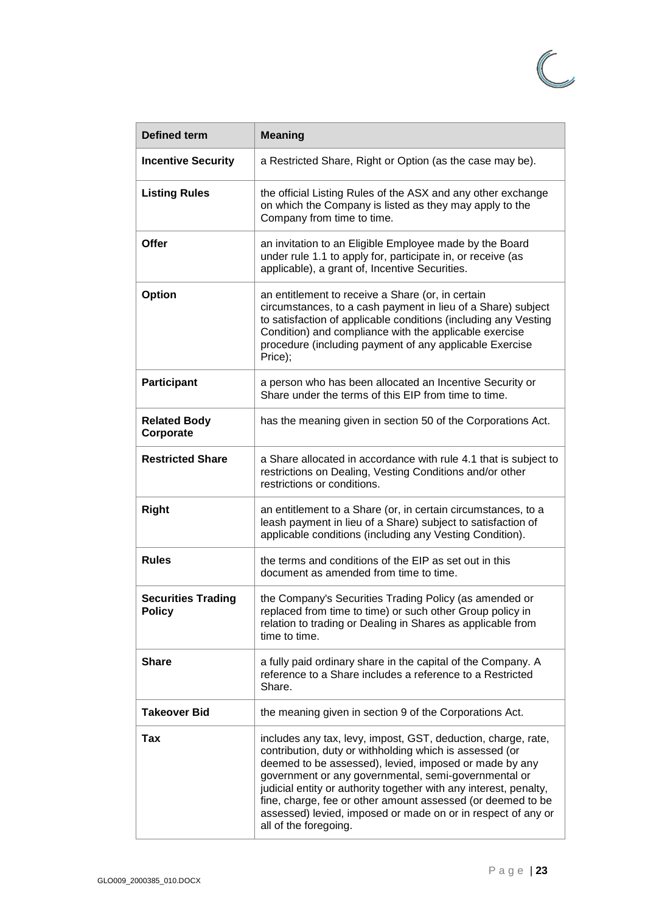| Defined term | Meaning |
| --- | --- |
| **Incentive Security** | a Restricted Share, Right or Option (as the case may be). |
| **Listing Rules** | the official Listing Rules of the ASX and any other exchange on which the Company is listed as they may apply to the Company from time to time. |
| **Offer** | an invitation to an Eligible Employee made by the Board under rule 1.1 to apply for, participate in, or receive (as applicable), a grant of, Incentive Securities. |
| **Option** | an entitlement to receive a Share (or, in certain circumstances, to a cash payment in lieu of a Share) subject to satisfaction of applicable conditions (including any Vesting Condition) and compliance with the applicable exercise procedure (including payment of any applicable Exercise Price); |
| **Participant** | a person who has been allocated an Incentive Security or Share under the terms of this EIP from time to time. |
| **Related Body Corporate** | has the meaning given in section 50 of the Corporations Act. |
| **Restricted Share** | a Share allocated in accordance with rule 4.1 that is subject to restrictions on Dealing, Vesting Conditions and/or other restrictions or conditions. |
| **Right** | an entitlement to a Share (or, in certain circumstances, to a leash payment in lieu of a Share) subject to satisfaction of applicable conditions (including any Vesting Condition). |
| **Rules** | the terms and conditions of the EIP as set out in this document as amended from time to time. |
| **Securities Trading Policy** | the Company's Securities Trading Policy (as amended or replaced from time to time) or such other Group policy in relation to trading or Dealing in Shares as applicable from time to time. |
| **Share** | a fully paid ordinary share in the capital of the Company. A reference to a Share includes a reference to a Restricted Share. |
| **Takeover Bid** | the meaning given in section 9 of the Corporations Act. |
| **Tax** | includes any tax, levy, impost, GST, deduction, charge, rate, contribution, duty or withholding which is assessed (or deemed to be assessed), levied, imposed or made by any government or any governmental, semi-governmental or judicial entity or authority together with any interest, penalty, fine, charge, fee or other amount assessed (or deemed to be assessed) levied, imposed or made on or in respect of any or all of the foregoing. |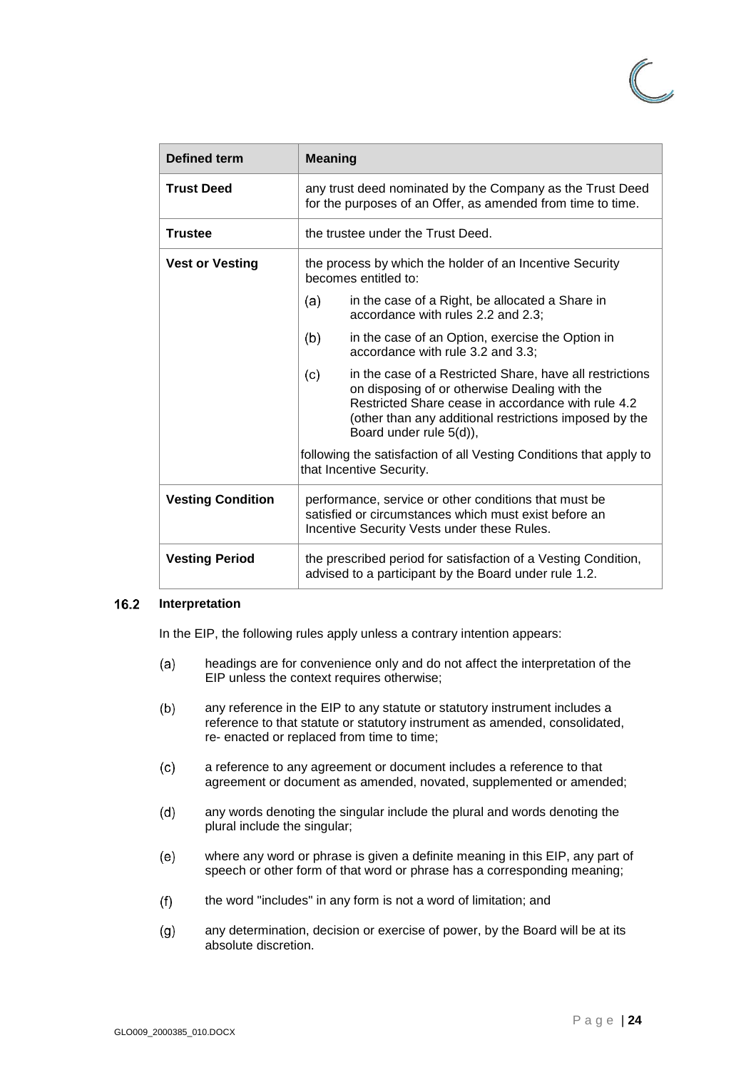| Defined term | Meaning |
|---|---|
| **Trust Deed** | any trust deed nominated by the Company as the Trust Deed for the purposes of an Offer, as amended from time to time. |
| **Trustee** | the trustee under the Trust Deed. |
| **Vest or Vesting** | the process by which the holder of an Incentive Security becomes entitled to: (a) in the case of a Right, be allocated a Share in accordance with rules 2.2 and 2.3; (b) in the case of an Option, exercise the Option in accordance with rule 3.2 and 3.3; (c) in the case of a Restricted Share, have all restrictions on disposing of or otherwise Dealing with the Restricted Share cease in accordance with rule 4.2 (other than any additional restrictions imposed by the Board under rule 5(d)), following the satisfaction of all Vesting Conditions that apply to that Incentive Security. |
| **Vesting Condition** | performance, service or other conditions that must be satisfied or circumstances which must exist before an Incentive Security Vests under these Rules. |
| **Vesting Period** | the prescribed period for satisfaction of a Vesting Condition, advised to a participant by the Board under rule 1.2. |

## 16.2 Interpretation

In the EIP, the following rules apply unless a contrary intention appears:

(a) headings are for convenience only and do not affect the interpretation of the EIP unless the context requires otherwise;

(b) any reference in the EIP to any statute or statutory instrument includes a reference to that statute or statutory instrument as amended, consolidated, re- enacted or replaced from time to time;

(c) a reference to any agreement or document includes a reference to that agreement or document as amended, novated, supplemented or amended;

(d) any words denoting the singular include the plural and words denoting the plural include the singular;

(e) where any word or phrase is given a definite meaning in this EIP, any part of speech or other form of that word or phrase has a corresponding meaning;

(f) the word "includes" in any form is not a word of limitation; and

(g) any determination, decision or exercise of power, by the Board will be at its absolute discretion.